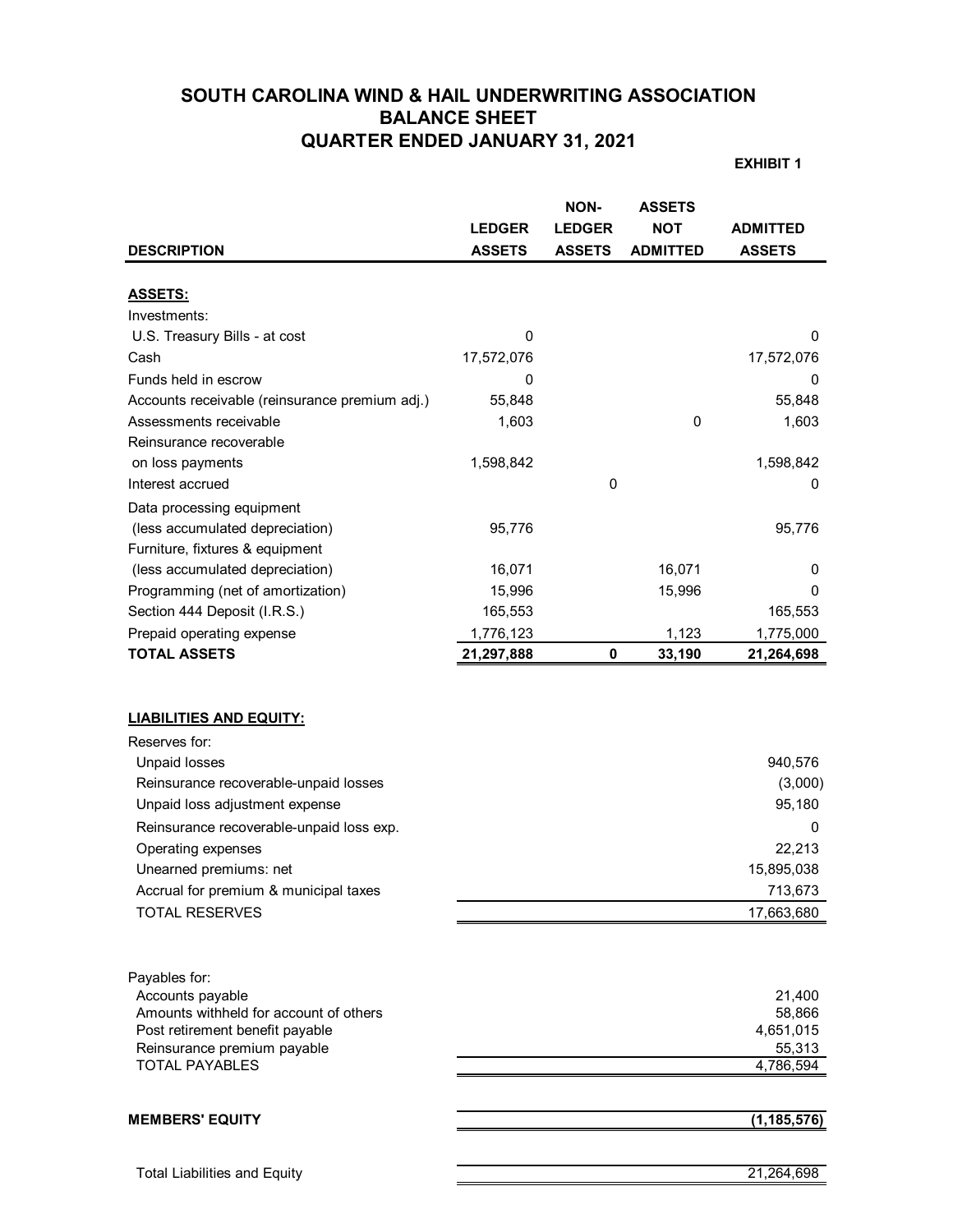# SOUTH CAROLINA WIND & HAIL UNDERWRITING ASSOCIATION
## BALANCE SHEET
## QUARTER ENDED JANUARY 31, 2021

**EXHIBIT 1**

| DESCRIPTION | LEDGER ASSETS | NON-LEDGER ASSETS | ASSETS NOT ADMITTED | ADMITTED ASSETS |
|---|---|---|---|---|
| **ASSETS:** | | | | |
| Investments: | | | | |
| U.S. Treasury Bills - at cost | 0 | | | 0 |
| Cash | 17,572,076 | | | 17,572,076 |
| Funds held in escrow | 0 | | | 0 |
| Accounts receivable (reinsurance premium adj.) | 55,848 | | | 55,848 |
| Assessments receivable | 1,603 | | 0 | 1,603 |
| Reinsurance recoverable on loss payments | 1,598,842 | | | 1,598,842 |
| Interest accrued | | 0 | | 0 |
| Data processing equipment (less accumulated depreciation) | 95,776 | | | 95,776 |
| Furniture, fixtures & equipment (less accumulated depreciation) | 16,071 | | 16,071 | 0 |
| Programming (net of amortization) | 15,996 | | 15,996 | 0 |
| Section 444 Deposit (I.R.S.) | 165,553 | | | 165,553 |
| Prepaid operating expense | 1,776,123 | | 1,123 | 1,775,000 |
| **TOTAL ASSETS** | **21,297,888** | **0** | **33,190** | **21,264,698** |

| DESCRIPTION | AMOUNT |
|---|---|
| **LIABILITIES AND EQUITY:** | |
| Reserves for: | |
| Unpaid losses | 940,576 |
| Reinsurance recoverable-unpaid losses | (3,000) |
| Unpaid loss adjustment expense | 95,180 |
| Reinsurance recoverable-unpaid loss exp. | 0 |
| Operating expenses | 22,213 |
| Unearned premiums: net | 15,895,038 |
| Accrual for premium & municipal taxes | 713,673 |
| TOTAL RESERVES | 17,663,680 |
| | |
| Payables for: | |
| Accounts payable | 21,400 |
| Amounts withheld for account of others | 58,866 |
| Post retirement benefit payable | 4,651,015 |
| Reinsurance premium payable | 55,313 |
| TOTAL PAYABLES | 4,786,594 |
| | |
| **MEMBERS' EQUITY** | **(1,185,576)** |
| | |
| Total Liabilities and Equity | 21,264,698 |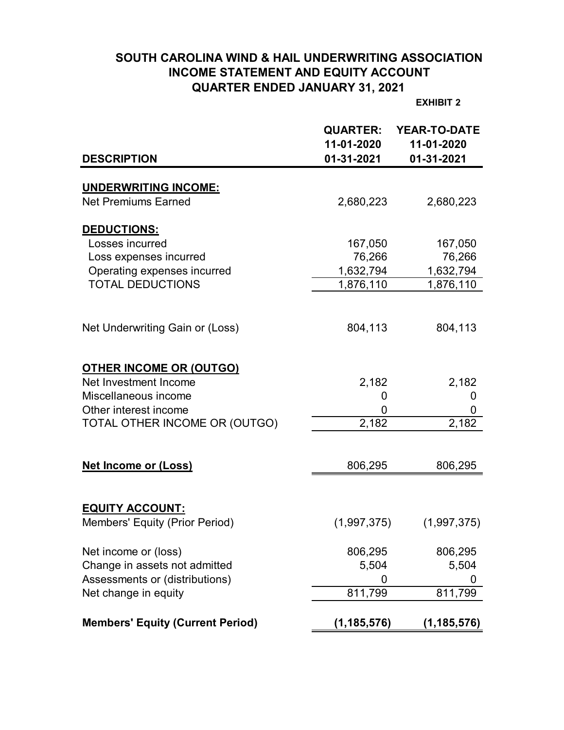# SOUTH CAROLINA WIND & HAIL UNDERWRITING ASSOCIATION
## INCOME STATEMENT AND EQUITY ACCOUNT
## QUARTER ENDED JANUARY 31, 2021

**EXHIBIT 2**

| DESCRIPTION | QUARTER: 11-01-2020 01-31-2021 | YEAR-TO-DATE 11-01-2020 01-31-2021 |
|---|---|---|
| **UNDERWRITING INCOME:** | | |
| Net Premiums Earned | 2,680,223 | 2,680,223 |
| **DEDUCTIONS:** | | |
| Losses incurred | 167,050 | 167,050 |
| Loss expenses incurred | 76,266 | 76,266 |
| Operating expenses incurred | 1,632,794 | 1,632,794 |
| TOTAL DEDUCTIONS | 1,876,110 | 1,876,110 |
| Net Underwriting Gain or (Loss) | 804,113 | 804,113 |
| **OTHER INCOME OR (OUTGO)** | | |
| Net Investment Income | 2,182 | 2,182 |
| Miscellaneous income | 0 | 0 |
| Other interest income | 0 | 0 |
| TOTAL OTHER INCOME OR (OUTGO) | 2,182 | 2,182 |
| **Net Income or (Loss)** | 806,295 | 806,295 |
| **EQUITY ACCOUNT:** | | |
| Members' Equity (Prior Period) | (1,997,375) | (1,997,375) |
| Net income or (loss) | 806,295 | 806,295 |
| Change in assets not admitted | 5,504 | 5,504 |
| Assessments or (distributions) | 0 | 0 |
| Net change in equity | 811,799 | 811,799 |
| **Members' Equity (Current Period)** | **(1,185,576)** | **(1,185,576)** |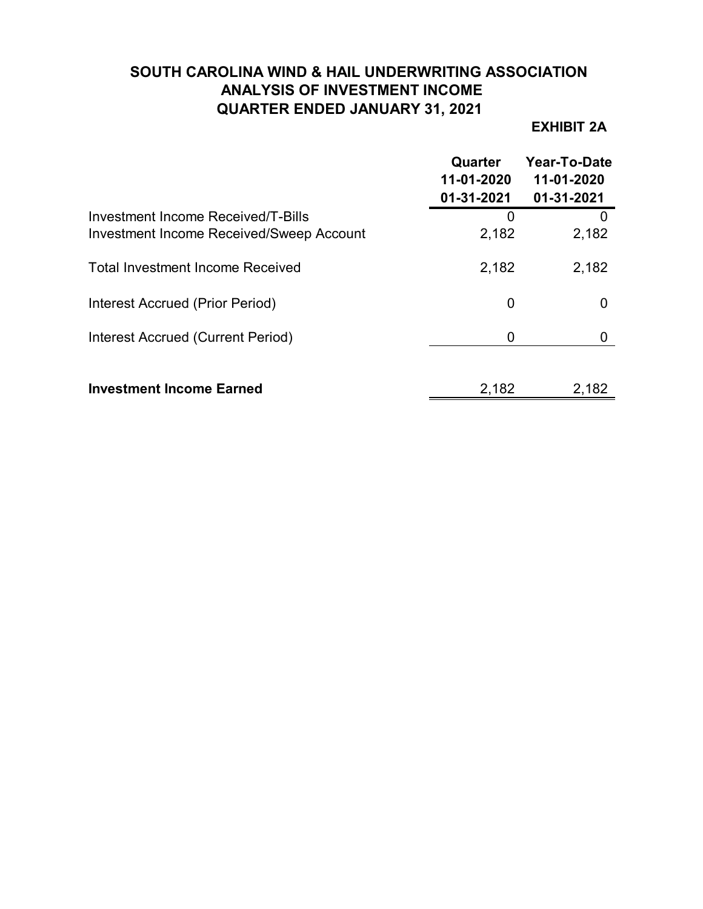# SOUTH CAROLINA WIND & HAIL UNDERWRITING ASSOCIATION
## ANALYSIS OF INVESTMENT INCOME
## QUARTER ENDED JANUARY 31, 2021

**EXHIBIT 2A**

| | Quarter 11-01-2020 01-31-2021 | Year-To-Date 11-01-2020 01-31-2021 |
|---|---|---|
| Investment Income Received/T-Bills | 0 | 0 |
| Investment Income Received/Sweep Account | 2,182 | 2,182 |
| Total Investment Income Received | 2,182 | 2,182 |
| Interest Accrued (Prior Period) | 0 | 0 |
| Interest Accrued (Current Period) | 0 | 0 |
| **Investment Income Earned** | 2,182 | 2,182 |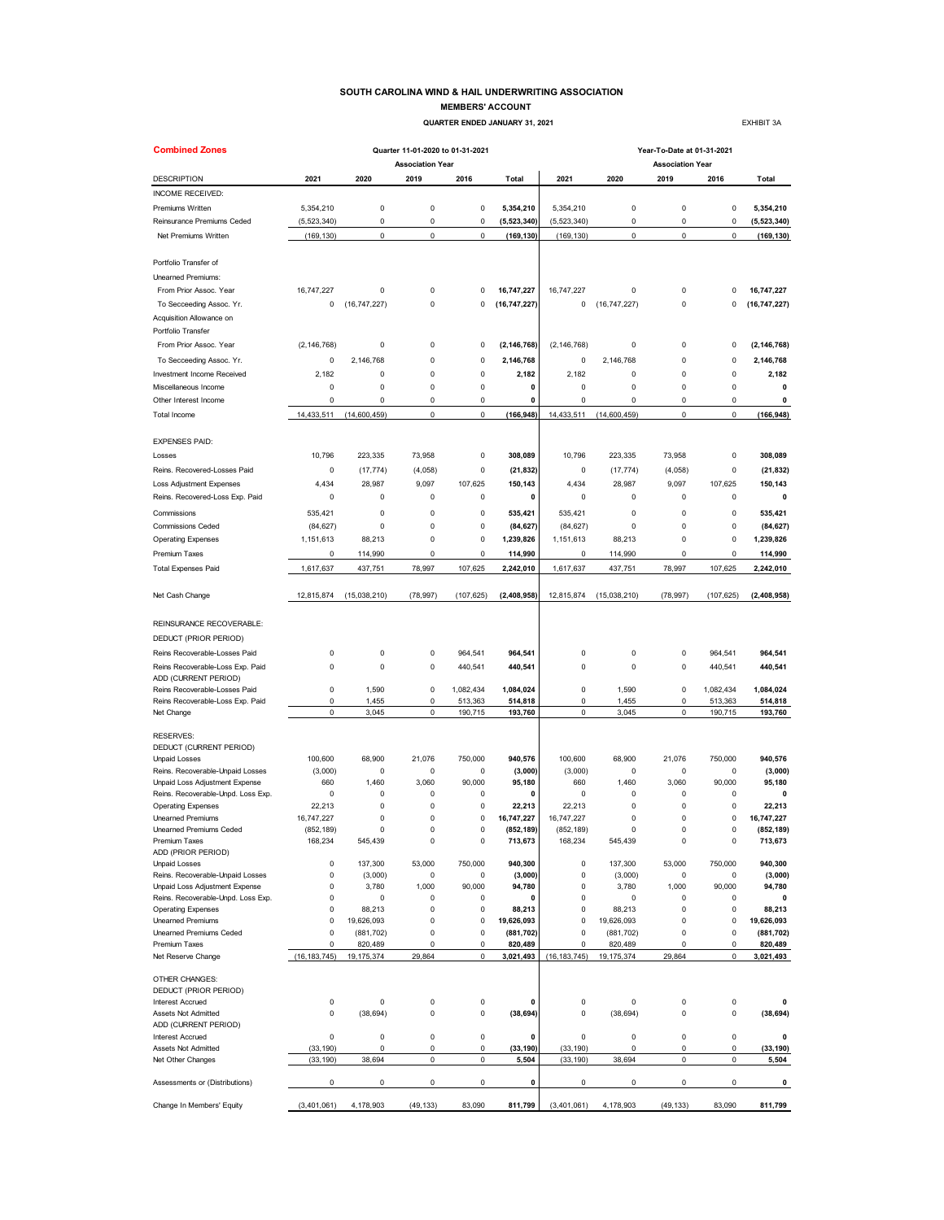# SOUTH CAROLINA WIND & HAIL UNDERWRITING ASSOCIATION

**MEMBERS' ACCOUNT**

**QUARTER ENDED JANUARY 31, 2021**

EXHIBIT 3A

**Combined Zones**

| | Quarter 11-01-2020 to 01-31-2021 | | | | | Year-To-Date at 01-31-2021 | | | | |
|---|---|---|---|---|---|---|---|---|---|---|
| | Association Year | | | | | Association Year | | | | |
| DESCRIPTION | 2021 | 2020 | 2019 | 2016 | Total | 2021 | 2020 | 2019 | 2016 | Total |
| INCOME RECEIVED: | | | | | | | | | | |
| Premiums Written | 5,354,210 | 0 | 0 | 0 | **5,354,210** | 5,354,210 | 0 | 0 | 0 | **5,354,210** |
| Reinsurance Premiums Ceded | (5,523,340) | 0 | 0 | 0 | **(5,523,340)** | (5,523,340) | 0 | 0 | 0 | **(5,523,340)** |
| Net Premiums Written | (169,130) | 0 | 0 | 0 | **(169,130)** | (169,130) | 0 | 0 | 0 | **(169,130)** |
| Portfolio Transfer of | | | | | | | | | | |
| Unearned Premiums: | | | | | | | | | | |
| From Prior Assoc. Year | 16,747,227 | 0 | 0 | 0 | **16,747,227** | 16,747,227 | 0 | 0 | 0 | **16,747,227** |
| To Secceeding Assoc. Yr. | 0 | (16,747,227) | 0 | 0 | **(16,747,227)** | 0 | (16,747,227) | 0 | 0 | **(16,747,227)** |
| Acquisition Allowance on | | | | | | | | | | |
| Portfolio Transfer | | | | | | | | | | |
| From Prior Assoc. Year | (2,146,768) | 0 | 0 | 0 | **(2,146,768)** | (2,146,768) | 0 | 0 | 0 | **(2,146,768)** |
| To Secceeding Assoc. Yr. | 0 | 2,146,768 | 0 | 0 | **2,146,768** | 0 | 2,146,768 | 0 | 0 | **2,146,768** |
| Investment Income Received | 2,182 | 0 | 0 | 0 | **2,182** | 2,182 | 0 | 0 | 0 | **2,182** |
| Miscellaneous Income | 0 | 0 | 0 | 0 | **0** | 0 | 0 | 0 | 0 | **0** |
| Other Interest Income | 0 | 0 | 0 | 0 | **0** | 0 | 0 | 0 | 0 | **0** |
| Total Income | 14,433,511 | (14,600,459) | 0 | 0 | **(166,948)** | 14,433,511 | (14,600,459) | 0 | 0 | **(166,948)** |
| EXPENSES PAID: | | | | | | | | | | |
| Losses | 10,796 | 223,335 | 73,958 | 0 | **308,089** | 10,796 | 223,335 | 73,958 | 0 | **308,089** |
| Reins. Recovered-Losses Paid | 0 | (17,774) | (4,058) | 0 | **(21,832)** | 0 | (17,774) | (4,058) | 0 | **(21,832)** |
| Loss Adjustment Expenses | 4,434 | 28,987 | 9,097 | 107,625 | **150,143** | 4,434 | 28,987 | 9,097 | 107,625 | **150,143** |
| Reins. Recovered-Loss Exp. Paid | 0 | 0 | 0 | 0 | **0** | 0 | 0 | 0 | 0 | **0** |
| Commissions | 535,421 | 0 | 0 | 0 | **535,421** | 535,421 | 0 | 0 | 0 | **535,421** |
| Commissions Ceded | (84,627) | 0 | 0 | 0 | **(84,627)** | (84,627) | 0 | 0 | 0 | **(84,627)** |
| Operating Expenses | 1,151,613 | 88,213 | 0 | 0 | **1,239,826** | 1,151,613 | 88,213 | 0 | 0 | **1,239,826** |
| Premium Taxes | 0 | 114,990 | 0 | 0 | **114,990** | 0 | 114,990 | 0 | 0 | **114,990** |
| Total Expenses Paid | 1,617,637 | 437,751 | 78,997 | 107,625 | **2,242,010** | 1,617,637 | 437,751 | 78,997 | 107,625 | **2,242,010** |
| Net Cash Change | 12,815,874 | (15,038,210) | (78,997) | (107,625) | **(2,408,958)** | 12,815,874 | (15,038,210) | (78,997) | (107,625) | **(2,408,958)** |
| REINSURANCE RECOVERABLE: | | | | | | | | | | |
| DEDUCT (PRIOR PERIOD) | | | | | | | | | | |
| Reins Recoverable-Losses Paid | 0 | 0 | 0 | 964,541 | **964,541** | 0 | 0 | 0 | 964,541 | **964,541** |
| Reins Recoverable-Loss Exp. Paid | 0 | 0 | 0 | 440,541 | **440,541** | 0 | 0 | 0 | 440,541 | **440,541** |
| ADD (CURRENT PERIOD) | | | | | | | | | | |
| Reins Recoverable-Losses Paid | 0 | 1,590 | 0 | 1,082,434 | **1,084,024** | 0 | 1,590 | 0 | 1,082,434 | **1,084,024** |
| Reins Recoverable-Loss Exp. Paid | 0 | 1,455 | 0 | 513,363 | **514,818** | 0 | 1,455 | 0 | 513,363 | **514,818** |
| Net Change | 0 | 3,045 | 0 | 190,715 | **193,760** | 0 | 3,045 | 0 | 190,715 | **193,760** |
| RESERVES: | | | | | | | | | | |
| DEDUCT (CURRENT PERIOD) | | | | | | | | | | |
| Unpaid Losses | 100,600 | 68,900 | 21,076 | 750,000 | **940,576** | 100,600 | 68,900 | 21,076 | 750,000 | **940,576** |
| Reins. Recoverable-Unpaid Losses | (3,000) | 0 | 0 | 0 | **(3,000)** | (3,000) | 0 | 0 | 0 | **(3,000)** |
| Unpaid Loss Adjustment Expense | 660 | 1,460 | 3,060 | 90,000 | **95,180** | 660 | 1,460 | 3,060 | 90,000 | **95,180** |
| Reins. Recoverable-Unpd. Loss Exp. | 0 | 0 | 0 | 0 | **0** | 0 | 0 | 0 | 0 | **0** |
| Operating Expenses | 22,213 | 0 | 0 | 0 | **22,213** | 22,213 | 0 | 0 | 0 | **22,213** |
| Unearned Premiums | 16,747,227 | 0 | 0 | 0 | **16,747,227** | 16,747,227 | 0 | 0 | 0 | **16,747,227** |
| Unearned Premiums Ceded | (852,189) | 0 | 0 | 0 | **(852,189)** | (852,189) | 0 | 0 | 0 | **(852,189)** |
| Premium Taxes | 168,234 | 545,439 | 0 | 0 | **713,673** | 168,234 | 545,439 | 0 | 0 | **713,673** |
| ADD (PRIOR PERIOD) | | | | | | | | | | |
| Unpaid Losses | 0 | 137,300 | 53,000 | 750,000 | **940,300** | 0 | 137,300 | 53,000 | 750,000 | **940,300** |
| Reins. Recoverable-Unpaid Losses | 0 | (3,000) | 0 | 0 | **(3,000)** | 0 | (3,000) | 0 | 0 | **(3,000)** |
| Unpaid Loss Adjustment Expense | 0 | 3,780 | 1,000 | 90,000 | **94,780** | 0 | 3,780 | 1,000 | 90,000 | **94,780** |
| Reins. Recoverable-Unpd. Loss Exp. | 0 | 0 | 0 | 0 | **0** | 0 | 0 | 0 | 0 | **0** |
| Operating Expenses | 0 | 88,213 | 0 | 0 | **88,213** | 0 | 88,213 | 0 | 0 | **88,213** |
| Unearned Premiums | 0 | 19,626,093 | 0 | 0 | **19,626,093** | 0 | 19,626,093 | 0 | 0 | **19,626,093** |
| Unearned Premiums Ceded | 0 | (881,702) | 0 | 0 | **(881,702)** | 0 | (881,702) | 0 | 0 | **(881,702)** |
| Premium Taxes | 0 | 820,489 | 0 | 0 | **820,489** | 0 | 820,489 | 0 | 0 | **820,489** |
| Net Reserve Change | (16,183,745) | 19,175,374 | 29,864 | 0 | **3,021,493** | (16,183,745) | 19,175,374 | 29,864 | 0 | **3,021,493** |
| OTHER CHANGES: | | | | | | | | | | |
| DEDUCT (PRIOR PERIOD) | | | | | | | | | | |
| Interest Accrued | 0 | 0 | 0 | 0 | **0** | 0 | 0 | 0 | 0 | **0** |
| Assets Not Admitted | 0 | (38,694) | 0 | 0 | **(38,694)** | 0 | (38,694) | 0 | 0 | **(38,694)** |
| ADD (CURRENT PERIOD) | | | | | | | | | | |
| Interest Accrued | 0 | 0 | 0 | 0 | **0** | 0 | 0 | 0 | 0 | **0** |
| Assets Not Admitted | (33,190) | 0 | 0 | 0 | **(33,190)** | (33,190) | 0 | 0 | 0 | **(33,190)** |
| Net Other Changes | (33,190) | 38,694 | 0 | 0 | **5,504** | (33,190) | 38,694 | 0 | 0 | **5,504** |
| Assessments or (Distributions) | 0 | 0 | 0 | 0 | **0** | 0 | 0 | 0 | 0 | **0** |
| Change In Members' Equity | (3,401,061) | 4,178,903 | (49,133) | 83,090 | **811,799** | (3,401,061) | 4,178,903 | (49,133) | 83,090 | **811,799** |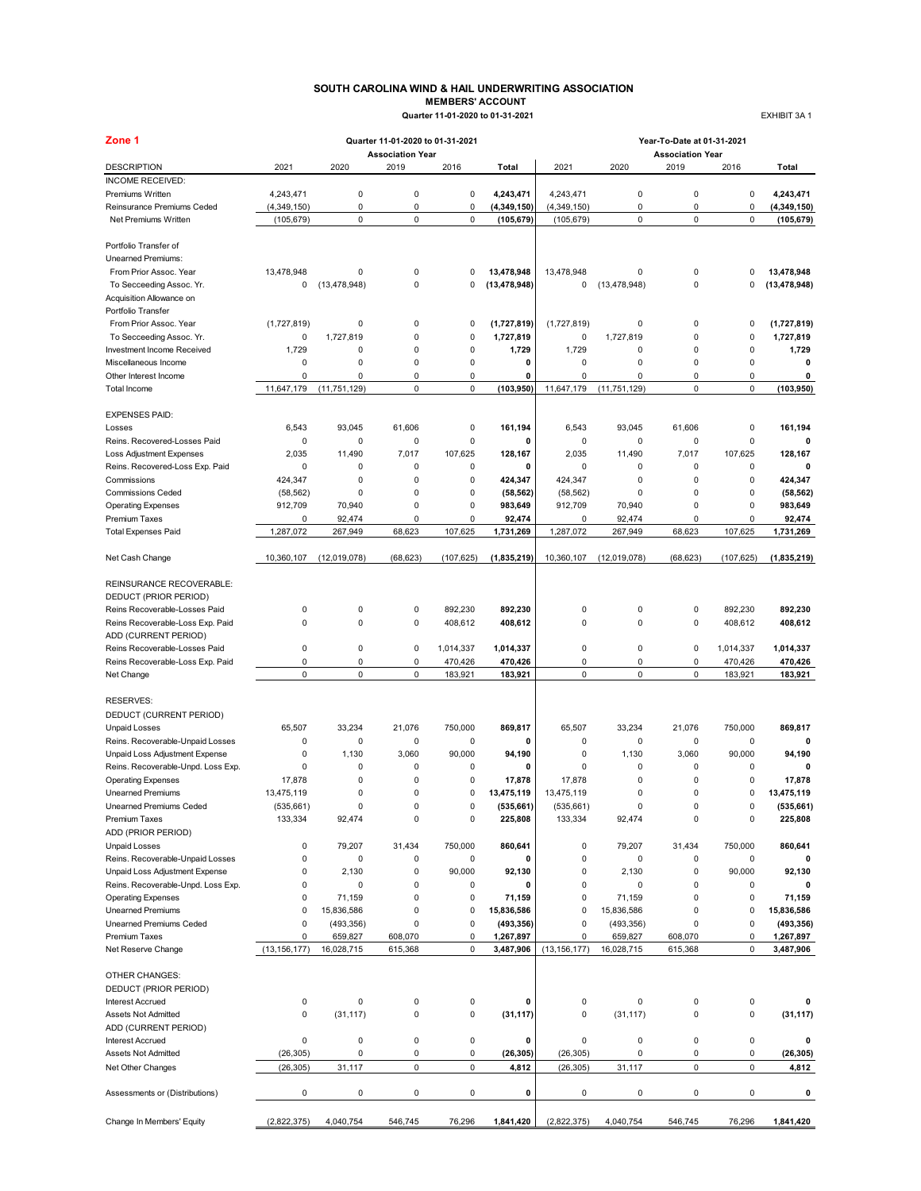# SOUTH CAROLINA WIND & HAIL UNDERWRITING ASSOCIATION

**MEMBERS' ACCOUNT**

**Quarter 11-01-2020 to 01-31-2021**

EXHIBIT 3A 1

**Zone 1**

| | Quarter 11-01-2020 to 01-31-2021 | | | | | Year-To-Date at 01-31-2021 | | | | |
|---|---|---|---|---|---|---|---|---|---|---|
| | Association Year | | | | | Association Year | | | | |
| DESCRIPTION | 2021 | 2020 | 2019 | 2016 | Total | 2021 | 2020 | 2019 | 2016 | Total |
| INCOME RECEIVED: | | | | | | | | | | |
| Premiums Written | 4,243,471 | 0 | 0 | 0 | **4,243,471** | 4,243,471 | 0 | 0 | 0 | **4,243,471** |
| Reinsurance Premiums Ceded | (4,349,150) | 0 | 0 | 0 | **(4,349,150)** | (4,349,150) | 0 | 0 | 0 | **(4,349,150)** |
| Net Premiums Written | (105,679) | 0 | 0 | 0 | **(105,679)** | (105,679) | 0 | 0 | 0 | **(105,679)** |
| Portfolio Transfer of Unearned Premiums: | | | | | | | | | | |
| From Prior Assoc. Year | 13,478,948 | 0 | 0 | 0 | **13,478,948** | 13,478,948 | 0 | 0 | 0 | **13,478,948** |
| To Secceeding Assoc. Yr. | 0 | (13,478,948) | 0 | 0 | **(13,478,948)** | 0 | (13,478,948) | 0 | 0 | **(13,478,948)** |
| Acquisition Allowance on Portfolio Transfer | | | | | | | | | | |
| From Prior Assoc. Year | (1,727,819) | 0 | 0 | 0 | **(1,727,819)** | (1,727,819) | 0 | 0 | 0 | **(1,727,819)** |
| To Secceeding Assoc. Yr. | 0 | 1,727,819 | 0 | 0 | **1,727,819** | 0 | 1,727,819 | 0 | 0 | **1,727,819** |
| Investment Income Received | 1,729 | 0 | 0 | 0 | **1,729** | 1,729 | 0 | 0 | 0 | **1,729** |
| Miscellaneous Income | 0 | 0 | 0 | 0 | **0** | 0 | 0 | 0 | 0 | **0** |
| Other Interest Income | 0 | 0 | 0 | 0 | **0** | 0 | 0 | 0 | 0 | **0** |
| Total Income | 11,647,179 | (11,751,129) | 0 | 0 | **(103,950)** | 11,647,179 | (11,751,129) | 0 | 0 | **(103,950)** |
| EXPENSES PAID: | | | | | | | | | | |
| Losses | 6,543 | 93,045 | 61,606 | 0 | **161,194** | 6,543 | 93,045 | 61,606 | 0 | **161,194** |
| Reins. Recovered-Losses Paid | 0 | 0 | 0 | 0 | **0** | 0 | 0 | 0 | 0 | **0** |
| Loss Adjustment Expenses | 2,035 | 11,490 | 7,017 | 107,625 | **128,167** | 2,035 | 11,490 | 7,017 | 107,625 | **128,167** |
| Reins. Recovered-Loss Exp. Paid | 0 | 0 | 0 | 0 | **0** | 0 | 0 | 0 | 0 | **0** |
| Commissions | 424,347 | 0 | 0 | 0 | **424,347** | 424,347 | 0 | 0 | 0 | **424,347** |
| Commissions Ceded | (58,562) | 0 | 0 | 0 | **(58,562)** | (58,562) | 0 | 0 | 0 | **(58,562)** |
| Operating Expenses | 912,709 | 70,940 | 0 | 0 | **983,649** | 912,709 | 70,940 | 0 | 0 | **983,649** |
| Premium Taxes | 0 | 92,474 | 0 | 0 | **92,474** | 0 | 92,474 | 0 | 0 | **92,474** |
| Total Expenses Paid | 1,287,072 | 267,949 | 68,623 | 107,625 | **1,731,269** | 1,287,072 | 267,949 | 68,623 | 107,625 | **1,731,269** |
| Net Cash Change | 10,360,107 | (12,019,078) | (68,623) | (107,625) | **(1,835,219)** | 10,360,107 | (12,019,078) | (68,623) | (107,625) | **(1,835,219)** |
| REINSURANCE RECOVERABLE: | | | | | | | | | | |
| DEDUCT (PRIOR PERIOD) | | | | | | | | | | |
| Reins Recoverable-Losses Paid | 0 | 0 | 0 | 892,230 | **892,230** | 0 | 0 | 0 | 892,230 | **892,230** |
| Reins Recoverable-Loss Exp. Paid | 0 | 0 | 0 | 408,612 | **408,612** | 0 | 0 | 0 | 408,612 | **408,612** |
| ADD (CURRENT PERIOD) | | | | | | | | | | |
| Reins Recoverable-Losses Paid | 0 | 0 | 0 | 1,014,337 | **1,014,337** | 0 | 0 | 0 | 1,014,337 | **1,014,337** |
| Reins Recoverable-Loss Exp. Paid | 0 | 0 | 0 | 470,426 | **470,426** | 0 | 0 | 0 | 470,426 | **470,426** |
| Net Change | 0 | 0 | 0 | 183,921 | **183,921** | 0 | 0 | 0 | 183,921 | **183,921** |
| RESERVES: | | | | | | | | | | |
| DEDUCT (CURRENT PERIOD) | | | | | | | | | | |
| Unpaid Losses | 65,507 | 33,234 | 21,076 | 750,000 | **869,817** | 65,507 | 33,234 | 21,076 | 750,000 | **869,817** |
| Reins. Recoverable-Unpaid Losses | 0 | 0 | 0 | 0 | **0** | 0 | 0 | 0 | 0 | **0** |
| Unpaid Loss Adjustment Expense | 0 | 1,130 | 3,060 | 90,000 | **94,190** | 0 | 1,130 | 3,060 | 90,000 | **94,190** |
| Reins. Recoverable-Unpd. Loss Exp. | 0 | 0 | 0 | 0 | **0** | 0 | 0 | 0 | 0 | **0** |
| Operating Expenses | 17,878 | 0 | 0 | 0 | **17,878** | 17,878 | 0 | 0 | 0 | **17,878** |
| Unearned Premiums | 13,475,119 | 0 | 0 | 0 | **13,475,119** | 13,475,119 | 0 | 0 | 0 | **13,475,119** |
| Unearned Premiums Ceded | (535,661) | 0 | 0 | 0 | **(535,661)** | (535,661) | 0 | 0 | 0 | **(535,661)** |
| Premium Taxes | 133,334 | 92,474 | 0 | 0 | **225,808** | 133,334 | 92,474 | 0 | 0 | **225,808** |
| ADD (PRIOR PERIOD) | | | | | | | | | | |
| Unpaid Losses | 0 | 79,207 | 31,434 | 750,000 | **860,641** | 0 | 79,207 | 31,434 | 750,000 | **860,641** |
| Reins. Recoverable-Unpaid Losses | 0 | 0 | 0 | 0 | **0** | 0 | 0 | 0 | 0 | **0** |
| Unpaid Loss Adjustment Expense | 0 | 2,130 | 0 | 90,000 | **92,130** | 0 | 2,130 | 0 | 90,000 | **92,130** |
| Reins. Recoverable-Unpd. Loss Exp. | 0 | 0 | 0 | 0 | **0** | 0 | 0 | 0 | 0 | **0** |
| Operating Expenses | 0 | 71,159 | 0 | 0 | **71,159** | 0 | 71,159 | 0 | 0 | **71,159** |
| Unearned Premiums | 0 | 15,836,586 | 0 | 0 | **15,836,586** | 0 | 15,836,586 | 0 | 0 | **15,836,586** |
| Unearned Premiums Ceded | 0 | (493,356) | 0 | 0 | **(493,356)** | 0 | (493,356) | 0 | 0 | **(493,356)** |
| Premium Taxes | 0 | 659,827 | 608,070 | 0 | **1,267,897** | 0 | 659,827 | 608,070 | 0 | **1,267,897** |
| Net Reserve Change | (13,156,177) | 16,028,715 | 615,368 | 0 | **3,487,906** | (13,156,177) | 16,028,715 | 615,368 | 0 | **3,487,906** |
| OTHER CHANGES: | | | | | | | | | | |
| DEDUCT (PRIOR PERIOD) | | | | | | | | | | |
| Interest Accrued | 0 | 0 | 0 | 0 | **0** | 0 | 0 | 0 | 0 | **0** |
| Assets Not Admitted | 0 | (31,117) | 0 | 0 | **(31,117)** | 0 | (31,117) | 0 | 0 | **(31,117)** |
| ADD (CURRENT PERIOD) | | | | | | | | | | |
| Interest Accrued | 0 | 0 | 0 | 0 | **0** | 0 | 0 | 0 | 0 | **0** |
| Assets Not Admitted | (26,305) | 0 | 0 | 0 | **(26,305)** | (26,305) | 0 | 0 | 0 | **(26,305)** |
| Net Other Changes | (26,305) | 31,117 | 0 | 0 | **4,812** | (26,305) | 31,117 | 0 | 0 | **4,812** |
| Assessments or (Distributions) | 0 | 0 | 0 | 0 | **0** | 0 | 0 | 0 | 0 | **0** |
| Change In Members' Equity | (2,822,375) | 4,040,754 | 546,745 | 76,296 | **1,841,420** | (2,822,375) | 4,040,754 | 546,745 | 76,296 | **1,841,420** |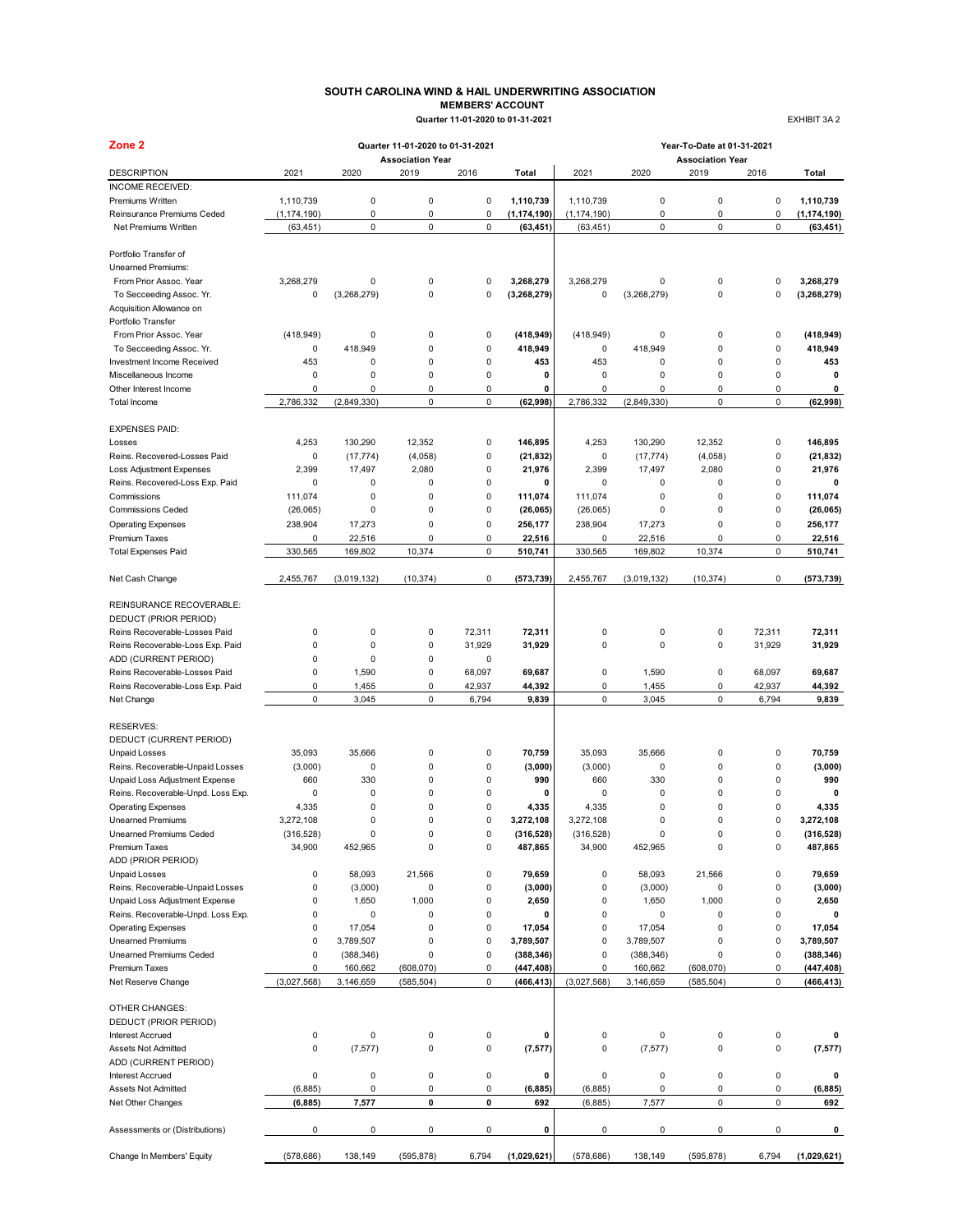# SOUTH CAROLINA WIND & HAIL UNDERWRITING ASSOCIATION

**MEMBERS' ACCOUNT**

**Quarter 11-01-2020 to 01-31-2021**

EXHIBIT 3A 2

## Zone 2

| | Quarter 11-01-2020 to 01-31-2021 | | | | | Year-To-Date at 01-31-2021 | | | | |
|---|---|---|---|---|---|---|---|---|---|---|
| | Association Year | | | | | Association Year | | | | |
| DESCRIPTION | 2021 | 2020 | 2019 | 2016 | Total | 2021 | 2020 | 2019 | 2016 | Total |
| INCOME RECEIVED: | | | | | | | | | | |
| Premiums Written | 1,110,739 | 0 | 0 | 0 | **1,110,739** | 1,110,739 | 0 | 0 | 0 | **1,110,739** |
| Reinsurance Premiums Ceded | (1,174,190) | 0 | 0 | 0 | **(1,174,190)** | (1,174,190) | 0 | 0 | 0 | **(1,174,190)** |
| Net Premiums Written | (63,451) | 0 | 0 | 0 | **(63,451)** | (63,451) | 0 | 0 | 0 | **(63,451)** |
| Portfolio Transfer of Unearned Premiums: | | | | | | | | | | |
| From Prior Assoc. Year | 3,268,279 | 0 | 0 | 0 | **3,268,279** | 3,268,279 | 0 | 0 | 0 | **3,268,279** |
| To Secceeding Assoc. Yr. | 0 | (3,268,279) | 0 | 0 | **(3,268,279)** | 0 | (3,268,279) | 0 | 0 | **(3,268,279)** |
| Acquisition Allowance on Portfolio Transfer | | | | | | | | | | |
| From Prior Assoc. Year | (418,949) | 0 | 0 | 0 | **(418,949)** | (418,949) | 0 | 0 | 0 | **(418,949)** |
| To Secceeding Assoc. Yr. | 0 | 418,949 | 0 | 0 | **418,949** | 0 | 418,949 | 0 | 0 | **418,949** |
| Investment Income Received | 453 | 0 | 0 | 0 | **453** | 453 | 0 | 0 | 0 | **453** |
| Miscellaneous Income | 0 | 0 | 0 | 0 | **0** | 0 | 0 | 0 | 0 | **0** |
| Other Interest Income | 0 | 0 | 0 | 0 | **0** | 0 | 0 | 0 | 0 | **0** |
| Total Income | 2,786,332 | (2,849,330) | 0 | 0 | **(62,998)** | 2,786,332 | (2,849,330) | 0 | 0 | **(62,998)** |
| EXPENSES PAID: | | | | | | | | | | |
| Losses | 4,253 | 130,290 | 12,352 | 0 | **146,895** | 4,253 | 130,290 | 12,352 | 0 | **146,895** |
| Reins. Recovered-Losses Paid | 0 | (17,774) | (4,058) | 0 | **(21,832)** | 0 | (17,774) | (4,058) | 0 | **(21,832)** |
| Loss Adjustment Expenses | 2,399 | 17,497 | 2,080 | 0 | **21,976** | 2,399 | 17,497 | 2,080 | 0 | **21,976** |
| Reins. Recovered-Loss Exp. Paid | 0 | 0 | 0 | 0 | **0** | 0 | 0 | 0 | 0 | **0** |
| Commissions | 111,074 | 0 | 0 | 0 | **111,074** | 111,074 | 0 | 0 | 0 | **111,074** |
| Commissions Ceded | (26,065) | 0 | 0 | 0 | **(26,065)** | (26,065) | 0 | 0 | 0 | **(26,065)** |
| Operating Expenses | 238,904 | 17,273 | 0 | 0 | **256,177** | 238,904 | 17,273 | 0 | 0 | **256,177** |
| Premium Taxes | 0 | 22,516 | 0 | 0 | **22,516** | 0 | 22,516 | 0 | 0 | **22,516** |
| Total Expenses Paid | 330,565 | 169,802 | 10,374 | 0 | **510,741** | 330,565 | 169,802 | 10,374 | 0 | **510,741** |
| Net Cash Change | 2,455,767 | (3,019,132) | (10,374) | 0 | **(573,739)** | 2,455,767 | (3,019,132) | (10,374) | 0 | **(573,739)** |
| REINSURANCE RECOVERABLE: | | | | | | | | | | |
| DEDUCT (PRIOR PERIOD) | | | | | | | | | | |
| Reins Recoverable-Losses Paid | 0 | 0 | 0 | 72,311 | **72,311** | 0 | 0 | 0 | 72,311 | **72,311** |
| Reins Recoverable-Loss Exp. Paid | 0 | 0 | 0 | 31,929 | **31,929** | 0 | 0 | 0 | 31,929 | **31,929** |
| ADD (CURRENT PERIOD) | 0 | 0 | 0 | 0 | | | | | | |
| Reins Recoverable-Losses Paid | 0 | 1,590 | 0 | 68,097 | **69,687** | 0 | 1,590 | 0 | 68,097 | **69,687** |
| Reins Recoverable-Loss Exp. Paid | 0 | 1,455 | 0 | 42,937 | **44,392** | 0 | 1,455 | 0 | 42,937 | **44,392** |
| Net Change | 0 | 3,045 | 0 | 6,794 | **9,839** | 0 | 3,045 | 0 | 6,794 | **9,839** |
| RESERVES: | | | | | | | | | | |
| DEDUCT (CURRENT PERIOD) | | | | | | | | | | |
| Unpaid Losses | 35,093 | 35,666 | 0 | 0 | **70,759** | 35,093 | 35,666 | 0 | 0 | **70,759** |
| Reins. Recoverable-Unpaid Losses | (3,000) | 0 | 0 | 0 | **(3,000)** | (3,000) | 0 | 0 | 0 | **(3,000)** |
| Unpaid Loss Adjustment Expense | 660 | 330 | 0 | 0 | **990** | 660 | 330 | 0 | 0 | **990** |
| Reins. Recoverable-Unpd. Loss Exp. | 0 | 0 | 0 | 0 | **0** | 0 | 0 | 0 | 0 | **0** |
| Operating Expenses | 4,335 | 0 | 0 | 0 | **4,335** | 4,335 | 0 | 0 | 0 | **4,335** |
| Unearned Premiums | 3,272,108 | 0 | 0 | 0 | **3,272,108** | 3,272,108 | 0 | 0 | 0 | **3,272,108** |
| Unearned Premiums Ceded | (316,528) | 0 | 0 | 0 | **(316,528)** | (316,528) | 0 | 0 | 0 | **(316,528)** |
| Premium Taxes | 34,900 | 452,965 | 0 | 0 | **487,865** | 34,900 | 452,965 | 0 | 0 | **487,865** |
| ADD (PRIOR PERIOD) | | | | | | | | | | |
| Unpaid Losses | 0 | 58,093 | 21,566 | 0 | **79,659** | 0 | 58,093 | 21,566 | 0 | **79,659** |
| Reins. Recoverable-Unpaid Losses | 0 | (3,000) | 0 | 0 | **(3,000)** | 0 | (3,000) | 0 | 0 | **(3,000)** |
| Unpaid Loss Adjustment Expense | 0 | 1,650 | 1,000 | 0 | **2,650** | 0 | 1,650 | 1,000 | 0 | **2,650** |
| Reins. Recoverable-Unpd. Loss Exp. | 0 | 0 | 0 | 0 | **0** | 0 | 0 | 0 | 0 | **0** |
| Operating Expenses | 0 | 17,054 | 0 | 0 | **17,054** | 0 | 17,054 | 0 | 0 | **17,054** |
| Unearned Premiums | 0 | 3,789,507 | 0 | 0 | **3,789,507** | 0 | 3,789,507 | 0 | 0 | **3,789,507** |
| Unearned Premiums Ceded | 0 | (388,346) | 0 | 0 | **(388,346)** | 0 | (388,346) | 0 | 0 | **(388,346)** |
| Premium Taxes | 0 | 160,662 | (608,070) | 0 | **(447,408)** | 0 | 160,662 | (608,070) | 0 | **(447,408)** |
| Net Reserve Change | (3,027,568) | 3,146,659 | (585,504) | 0 | **(466,413)** | (3,027,568) | 3,146,659 | (585,504) | 0 | **(466,413)** |
| OTHER CHANGES: | | | | | | | | | | |
| DEDUCT (PRIOR PERIOD) | | | | | | | | | | |
| Interest Accrued | 0 | 0 | 0 | 0 | **0** | 0 | 0 | 0 | 0 | **0** |
| Assets Not Admitted | 0 | (7,577) | 0 | 0 | **(7,577)** | 0 | (7,577) | 0 | 0 | **(7,577)** |
| ADD (CURRENT PERIOD) | | | | | | | | | | |
| Interest Accrued | 0 | 0 | 0 | 0 | **0** | 0 | 0 | 0 | 0 | **0** |
| Assets Not Admitted | (6,885) | 0 | 0 | 0 | **(6,885)** | (6,885) | 0 | 0 | 0 | **(6,885)** |
| Net Other Changes | **(6,885)** | **7,577** | **0** | **0** | **692** | (6,885) | 7,577 | 0 | 0 | **692** |
| Assessments or (Distributions) | 0 | 0 | 0 | 0 | **0** | 0 | 0 | 0 | 0 | **0** |
| Change In Members' Equity | (578,686) | 138,149 | (595,878) | 6,794 | **(1,029,621)** | (578,686) | 138,149 | (595,878) | 6,794 | **(1,029,621)** |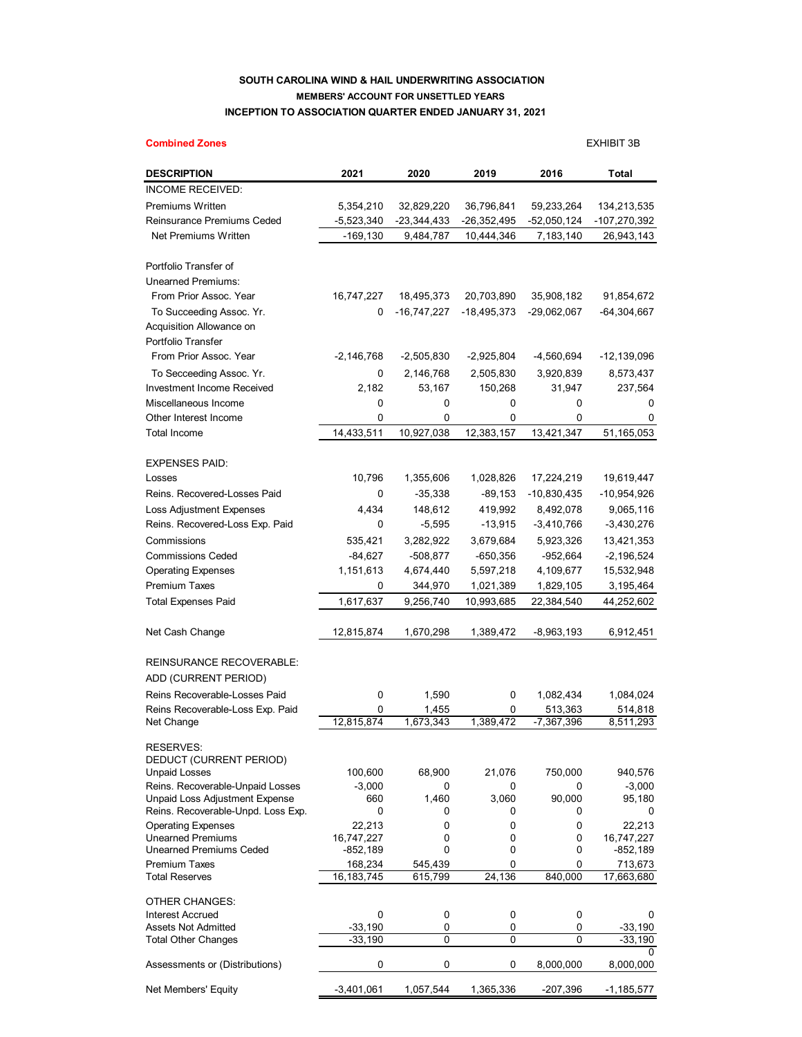**SOUTH CAROLINA WIND & HAIL UNDERWRITING ASSOCIATION**

**MEMBERS' ACCOUNT FOR UNSETTLED YEARS**

**INCEPTION TO ASSOCIATION QUARTER ENDED JANUARY 31, 2021**

**Combined Zones**

EXHIBIT 3B

| DESCRIPTION | 2021 | 2020 | 2019 | 2016 | Total |
|---|---|---|---|---|---|
| INCOME RECEIVED: | | | | | |
| Premiums Written | 5,354,210 | 32,829,220 | 36,796,841 | 59,233,264 | 134,213,535 |
| Reinsurance Premiums Ceded | -5,523,340 | -23,344,433 | -26,352,495 | -52,050,124 | -107,270,392 |
| Net Premiums Written | -169,130 | 9,484,787 | 10,444,346 | 7,183,140 | 26,943,143 |
| Portfolio Transfer of Unearned Premiums: | | | | | |
| From Prior Assoc. Year | 16,747,227 | 18,495,373 | 20,703,890 | 35,908,182 | 91,854,672 |
| To Succeeding Assoc. Yr. | 0 | -16,747,227 | -18,495,373 | -29,062,067 | -64,304,667 |
| Acquisition Allowance on Portfolio Transfer | | | | | |
| From Prior Assoc. Year | -2,146,768 | -2,505,830 | -2,925,804 | -4,560,694 | -12,139,096 |
| To Secceeding Assoc. Yr. | 0 | 2,146,768 | 2,505,830 | 3,920,839 | 8,573,437 |
| Investment Income Received | 2,182 | 53,167 | 150,268 | 31,947 | 237,564 |
| Miscellaneous Income | 0 | 0 | 0 | 0 | 0 |
| Other Interest Income | 0 | 0 | 0 | 0 | 0 |
| Total Income | 14,433,511 | 10,927,038 | 12,383,157 | 13,421,347 | 51,165,053 |
| EXPENSES PAID: | | | | | |
| Losses | 10,796 | 1,355,606 | 1,028,826 | 17,224,219 | 19,619,447 |
| Reins. Recovered-Losses Paid | 0 | -35,338 | -89,153 | -10,830,435 | -10,954,926 |
| Loss Adjustment Expenses | 4,434 | 148,612 | 419,992 | 8,492,078 | 9,065,116 |
| Reins. Recovered-Loss Exp. Paid | 0 | -5,595 | -13,915 | -3,410,766 | -3,430,276 |
| Commissions | 535,421 | 3,282,922 | 3,679,684 | 5,923,326 | 13,421,353 |
| Commissions Ceded | -84,627 | -508,877 | -650,356 | -952,664 | -2,196,524 |
| Operating Expenses | 1,151,613 | 4,674,440 | 5,597,218 | 4,109,677 | 15,532,948 |
| Premium Taxes | 0 | 344,970 | 1,021,389 | 1,829,105 | 3,195,464 |
| Total Expenses Paid | 1,617,637 | 9,256,740 | 10,993,685 | 22,384,540 | 44,252,602 |
| Net Cash Change | 12,815,874 | 1,670,298 | 1,389,472 | -8,963,193 | 6,912,451 |
| REINSURANCE RECOVERABLE: | | | | | |
| ADD (CURRENT PERIOD) | | | | | |
| Reins Recoverable-Losses Paid | 0 | 1,590 | 0 | 1,082,434 | 1,084,024 |
| Reins Recoverable-Loss Exp. Paid | 0 | 1,455 | 0 | 513,363 | 514,818 |
| Net Change | 12,815,874 | 1,673,343 | 1,389,472 | -7,367,396 | 8,511,293 |
| RESERVES: | | | | | |
| DEDUCT (CURRENT PERIOD) | | | | | |
| Unpaid Losses | 100,600 | 68,900 | 21,076 | 750,000 | 940,576 |
| Reins. Recoverable-Unpaid Losses | -3,000 | 0 | 0 | 0 | -3,000 |
| Unpaid Loss Adjustment Expense | 660 | 1,460 | 3,060 | 90,000 | 95,180 |
| Reins. Recoverable-Unpd. Loss Exp. | 0 | 0 | 0 | 0 | 0 |
| Operating Expenses | 22,213 | 0 | 0 | 0 | 22,213 |
| Unearned Premiums | 16,747,227 | 0 | 0 | 0 | 16,747,227 |
| Unearned Premiums Ceded | -852,189 | 0 | 0 | 0 | -852,189 |
| Premium Taxes | 168,234 | 545,439 | 0 | 0 | 713,673 |
| Total Reserves | 16,183,745 | 615,799 | 24,136 | 840,000 | 17,663,680 |
| OTHER CHANGES: | | | | | |
| Interest Accrued | 0 | 0 | 0 | 0 | 0 |
| Assets Not Admitted | -33,190 | 0 | 0 | 0 | -33,190 |
| Total Other Changes | -33,190 | 0 | 0 | 0 | -33,190 |
| | | | | | 0 |
| Assessments or (Distributions) | 0 | 0 | 0 | 8,000,000 | 8,000,000 |
| Net Members' Equity | -3,401,061 | 1,057,544 | 1,365,336 | -207,396 | -1,185,577 |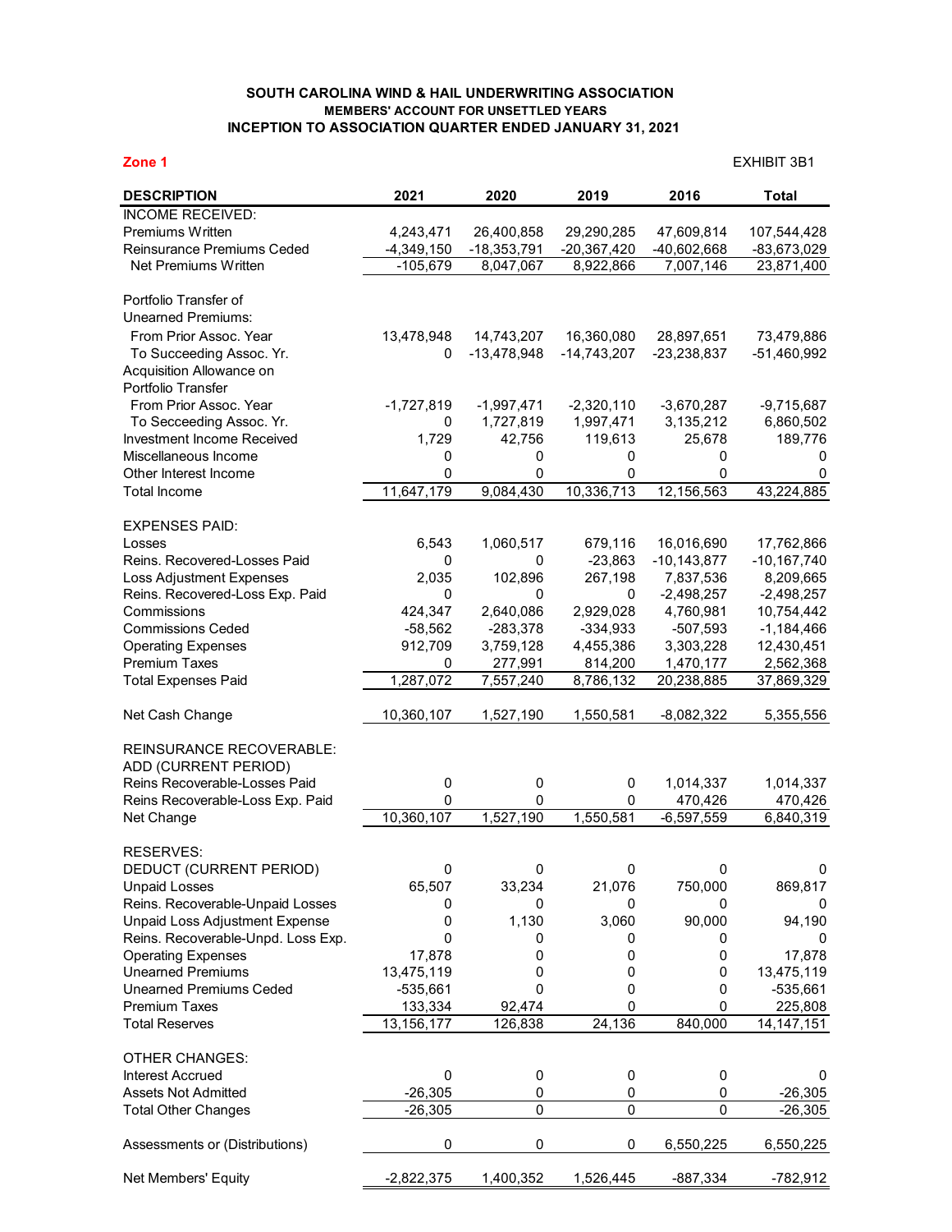**SOUTH CAROLINA WIND & HAIL UNDERWRITING ASSOCIATION**
**MEMBERS' ACCOUNT FOR UNSETTLED YEARS**
**INCEPTION TO ASSOCIATION QUARTER ENDED JANUARY 31, 2021**

**Zone 1** EXHIBIT 3B1

| DESCRIPTION | 2021 | 2020 | 2019 | 2016 | Total |
|---|---|---|---|---|---|
| INCOME RECEIVED: | | | | | |
| Premiums Written | 4,243,471 | 26,400,858 | 29,290,285 | 47,609,814 | 107,544,428 |
| Reinsurance Premiums Ceded | -4,349,150 | -18,353,791 | -20,367,420 | -40,602,668 | -83,673,029 |
| Net Premiums Written | -105,679 | 8,047,067 | 8,922,866 | 7,007,146 | 23,871,400 |
| | | | | | |
| Portfolio Transfer of Unearned Premiums: | | | | | |
| From Prior Assoc. Year | 13,478,948 | 14,743,207 | 16,360,080 | 28,897,651 | 73,479,886 |
| To Succeeding Assoc. Yr. | 0 | -13,478,948 | -14,743,207 | -23,238,837 | -51,460,992 |
| Acquisition Allowance on Portfolio Transfer | | | | | |
| From Prior Assoc. Year | -1,727,819 | -1,997,471 | -2,320,110 | -3,670,287 | -9,715,687 |
| To Secceeding Assoc. Yr. | 0 | 1,727,819 | 1,997,471 | 3,135,212 | 6,860,502 |
| Investment Income Received | 1,729 | 42,756 | 119,613 | 25,678 | 189,776 |
| Miscellaneous Income | 0 | 0 | 0 | 0 | 0 |
| Other Interest Income | 0 | 0 | 0 | 0 | 0 |
| Total Income | 11,647,179 | 9,084,430 | 10,336,713 | 12,156,563 | 43,224,885 |
| | | | | | |
| EXPENSES PAID: | | | | | |
| Losses | 6,543 | 1,060,517 | 679,116 | 16,016,690 | 17,762,866 |
| Reins. Recovered-Losses Paid | 0 | 0 | -23,863 | -10,143,877 | -10,167,740 |
| Loss Adjustment Expenses | 2,035 | 102,896 | 267,198 | 7,837,536 | 8,209,665 |
| Reins. Recovered-Loss Exp. Paid | 0 | 0 | 0 | -2,498,257 | -2,498,257 |
| Commissions | 424,347 | 2,640,086 | 2,929,028 | 4,760,981 | 10,754,442 |
| Commissions Ceded | -58,562 | -283,378 | -334,933 | -507,593 | -1,184,466 |
| Operating Expenses | 912,709 | 3,759,128 | 4,455,386 | 3,303,228 | 12,430,451 |
| Premium Taxes | 0 | 277,991 | 814,200 | 1,470,177 | 2,562,368 |
| Total Expenses Paid | 1,287,072 | 7,557,240 | 8,786,132 | 20,238,885 | 37,869,329 |
| | | | | | |
| Net Cash Change | 10,360,107 | 1,527,190 | 1,550,581 | -8,082,322 | 5,355,556 |
| | | | | | |
| REINSURANCE RECOVERABLE: | | | | | |
| ADD (CURRENT PERIOD) | | | | | |
| Reins Recoverable-Losses Paid | 0 | 0 | 0 | 1,014,337 | 1,014,337 |
| Reins Recoverable-Loss Exp. Paid | 0 | 0 | 0 | 470,426 | 470,426 |
| Net Change | 10,360,107 | 1,527,190 | 1,550,581 | -6,597,559 | 6,840,319 |
| | | | | | |
| RESERVES: | | | | | |
| DEDUCT (CURRENT PERIOD) | 0 | 0 | 0 | 0 | 0 |
| Unpaid Losses | 65,507 | 33,234 | 21,076 | 750,000 | 869,817 |
| Reins. Recoverable-Unpaid Losses | 0 | 0 | 0 | 0 | 0 |
| Unpaid Loss Adjustment Expense | 0 | 1,130 | 3,060 | 90,000 | 94,190 |
| Reins. Recoverable-Unpd. Loss Exp. | 0 | 0 | 0 | 0 | 0 |
| Operating Expenses | 17,878 | 0 | 0 | 0 | 17,878 |
| Unearned Premiums | 13,475,119 | 0 | 0 | 0 | 13,475,119 |
| Unearned Premiums Ceded | -535,661 | 0 | 0 | 0 | -535,661 |
| Premium Taxes | 133,334 | 92,474 | 0 | 0 | 225,808 |
| Total Reserves | 13,156,177 | 126,838 | 24,136 | 840,000 | 14,147,151 |
| | | | | | |
| OTHER CHANGES: | | | | | |
| Interest Accrued | 0 | 0 | 0 | 0 | 0 |
| Assets Not Admitted | -26,305 | 0 | 0 | 0 | -26,305 |
| Total Other Changes | -26,305 | 0 | 0 | 0 | -26,305 |
| | | | | | |
| Assessments or (Distributions) | 0 | 0 | 0 | 6,550,225 | 6,550,225 |
| | | | | | |
| Net Members' Equity | -2,822,375 | 1,400,352 | 1,526,445 | -887,334 | -782,912 |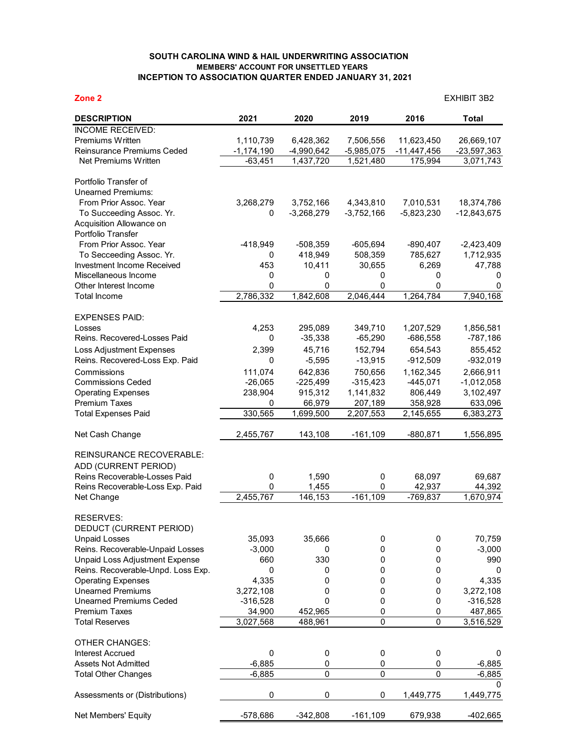**SOUTH CAROLINA WIND & HAIL UNDERWRITING ASSOCIATION**
**MEMBERS' ACCOUNT FOR UNSETTLED YEARS**
**INCEPTION TO ASSOCIATION QUARTER ENDED JANUARY 31, 2021**

**Zone 2**

EXHIBIT 3B2

| DESCRIPTION | 2021 | 2020 | 2019 | 2016 | Total |
|---|---|---|---|---|---|
| INCOME RECEIVED: | | | | | |
| Premiums Written | 1,110,739 | 6,428,362 | 7,506,556 | 11,623,450 | 26,669,107 |
| Reinsurance Premiums Ceded | -1,174,190 | -4,990,642 | -5,985,075 | -11,447,456 | -23,597,363 |
| Net Premiums Written | -63,451 | 1,437,720 | 1,521,480 | 175,994 | 3,071,743 |
| | | | | | |
| Portfolio Transfer of | | | | | |
| Unearned Premiums: | | | | | |
| From Prior Assoc. Year | 3,268,279 | 3,752,166 | 4,343,810 | 7,010,531 | 18,374,786 |
| To Succeeding Assoc. Yr. | 0 | -3,268,279 | -3,752,166 | -5,823,230 | -12,843,675 |
| Acquisition Allowance on | | | | | |
| Portfolio Transfer | | | | | |
| From Prior Assoc. Year | -418,949 | -508,359 | -605,694 | -890,407 | -2,423,409 |
| To Secceeding Assoc. Yr. | 0 | 418,949 | 508,359 | 785,627 | 1,712,935 |
| Investment Income Received | 453 | 10,411 | 30,655 | 6,269 | 47,788 |
| Miscellaneous Income | 0 | 0 | 0 | 0 | 0 |
| Other Interest Income | 0 | 0 | 0 | 0 | 0 |
| Total Income | 2,786,332 | 1,842,608 | 2,046,444 | 1,264,784 | 7,940,168 |
| | | | | | |
| EXPENSES PAID: | | | | | |
| Losses | 4,253 | 295,089 | 349,710 | 1,207,529 | 1,856,581 |
| Reins. Recovered-Losses Paid | 0 | -35,338 | -65,290 | -686,558 | -787,186 |
| Loss Adjustment Expenses | 2,399 | 45,716 | 152,794 | 654,543 | 855,452 |
| Reins. Recovered-Loss Exp. Paid | 0 | -5,595 | -13,915 | -912,509 | -932,019 |
| Commissions | 111,074 | 642,836 | 750,656 | 1,162,345 | 2,666,911 |
| Commissions Ceded | -26,065 | -225,499 | -315,423 | -445,071 | -1,012,058 |
| Operating Expenses | 238,904 | 915,312 | 1,141,832 | 806,449 | 3,102,497 |
| Premium Taxes | 0 | 66,979 | 207,189 | 358,928 | 633,096 |
| Total Expenses Paid | 330,565 | 1,699,500 | 2,207,553 | 2,145,655 | 6,383,273 |
| | | | | | |
| Net Cash Change | 2,455,767 | 143,108 | -161,109 | -880,871 | 1,556,895 |
| | | | | | |
| REINSURANCE RECOVERABLE: | | | | | |
| ADD (CURRENT PERIOD) | | | | | |
| Reins Recoverable-Losses Paid | 0 | 1,590 | 0 | 68,097 | 69,687 |
| Reins Recoverable-Loss Exp. Paid | 0 | 1,455 | 0 | 42,937 | 44,392 |
| Net Change | 2,455,767 | 146,153 | -161,109 | -769,837 | 1,670,974 |
| | | | | | |
| RESERVES: | | | | | |
| DEDUCT (CURRENT PERIOD) | | | | | |
| Unpaid Losses | 35,093 | 35,666 | 0 | 0 | 70,759 |
| Reins. Recoverable-Unpaid Losses | -3,000 | 0 | 0 | 0 | -3,000 |
| Unpaid Loss Adjustment Expense | 660 | 330 | 0 | 0 | 990 |
| Reins. Recoverable-Unpd. Loss Exp. | 0 | 0 | 0 | 0 | 0 |
| Operating Expenses | 4,335 | 0 | 0 | 0 | 4,335 |
| Unearned Premiums | 3,272,108 | 0 | 0 | 0 | 3,272,108 |
| Unearned Premiums Ceded | -316,528 | 0 | 0 | 0 | -316,528 |
| Premium Taxes | 34,900 | 452,965 | 0 | 0 | 487,865 |
| Total Reserves | 3,027,568 | 488,961 | 0 | 0 | 3,516,529 |
| | | | | | |
| OTHER CHANGES: | | | | | |
| Interest Accrued | 0 | 0 | 0 | 0 | 0 |
| Assets Not Admitted | -6,885 | 0 | 0 | 0 | -6,885 |
| Total Other Changes | -6,885 | 0 | 0 | 0 | -6,885 |
| | | | | | 0 |
| Assessments or (Distributions) | 0 | 0 | 0 | 1,449,775 | 1,449,775 |
| | | | | | |
| Net Members' Equity | -578,686 | -342,808 | -161,109 | 679,938 | -402,665 |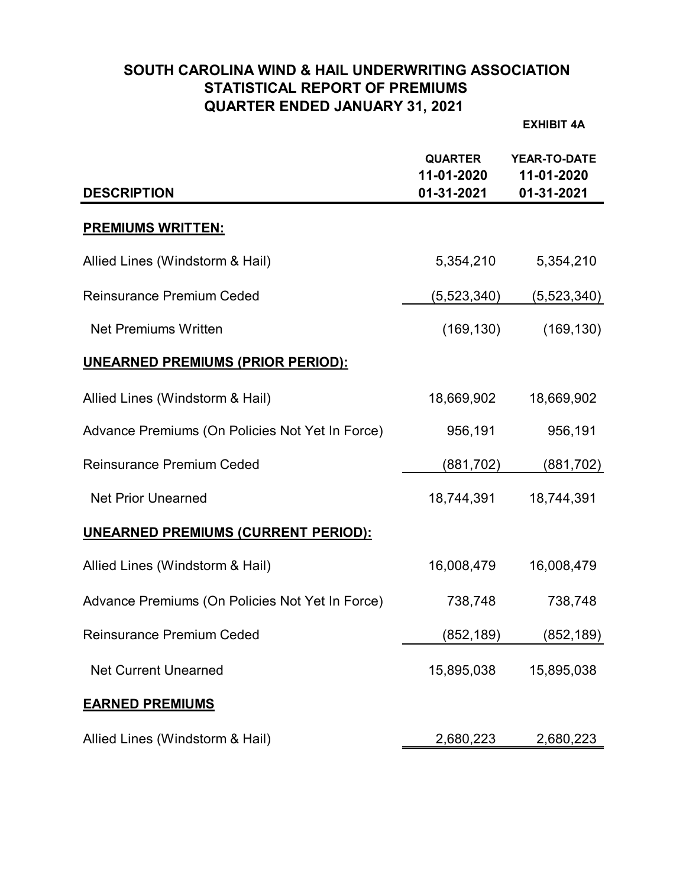# SOUTH CAROLINA WIND & HAIL UNDERWRITING ASSOCIATION
## STATISTICAL REPORT OF PREMIUMS
## QUARTER ENDED JANUARY 31, 2021

**EXHIBIT 4A**

| DESCRIPTION | QUARTER 11-01-2020 01-31-2021 | YEAR-TO-DATE 11-01-2020 01-31-2021 |
|---|---|---|
| **PREMIUMS WRITTEN:** | | |
| Allied Lines (Windstorm & Hail) | 5,354,210 | 5,354,210 |
| Reinsurance Premium Ceded | (5,523,340) | (5,523,340) |
| Net Premiums Written | (169,130) | (169,130) |
| **UNEARNED PREMIUMS (PRIOR PERIOD):** | | |
| Allied Lines (Windstorm & Hail) | 18,669,902 | 18,669,902 |
| Advance Premiums (On Policies Not Yet In Force) | 956,191 | 956,191 |
| Reinsurance Premium Ceded | (881,702) | (881,702) |
| Net Prior Unearned | 18,744,391 | 18,744,391 |
| **UNEARNED PREMIUMS (CURRENT PERIOD):** | | |
| Allied Lines (Windstorm & Hail) | 16,008,479 | 16,008,479 |
| Advance Premiums (On Policies Not Yet In Force) | 738,748 | 738,748 |
| Reinsurance Premium Ceded | (852,189) | (852,189) |
| Net Current Unearned | 15,895,038 | 15,895,038 |
| **EARNED PREMIUMS** | | |
| Allied Lines (Windstorm & Hail) | 2,680,223 | 2,680,223 |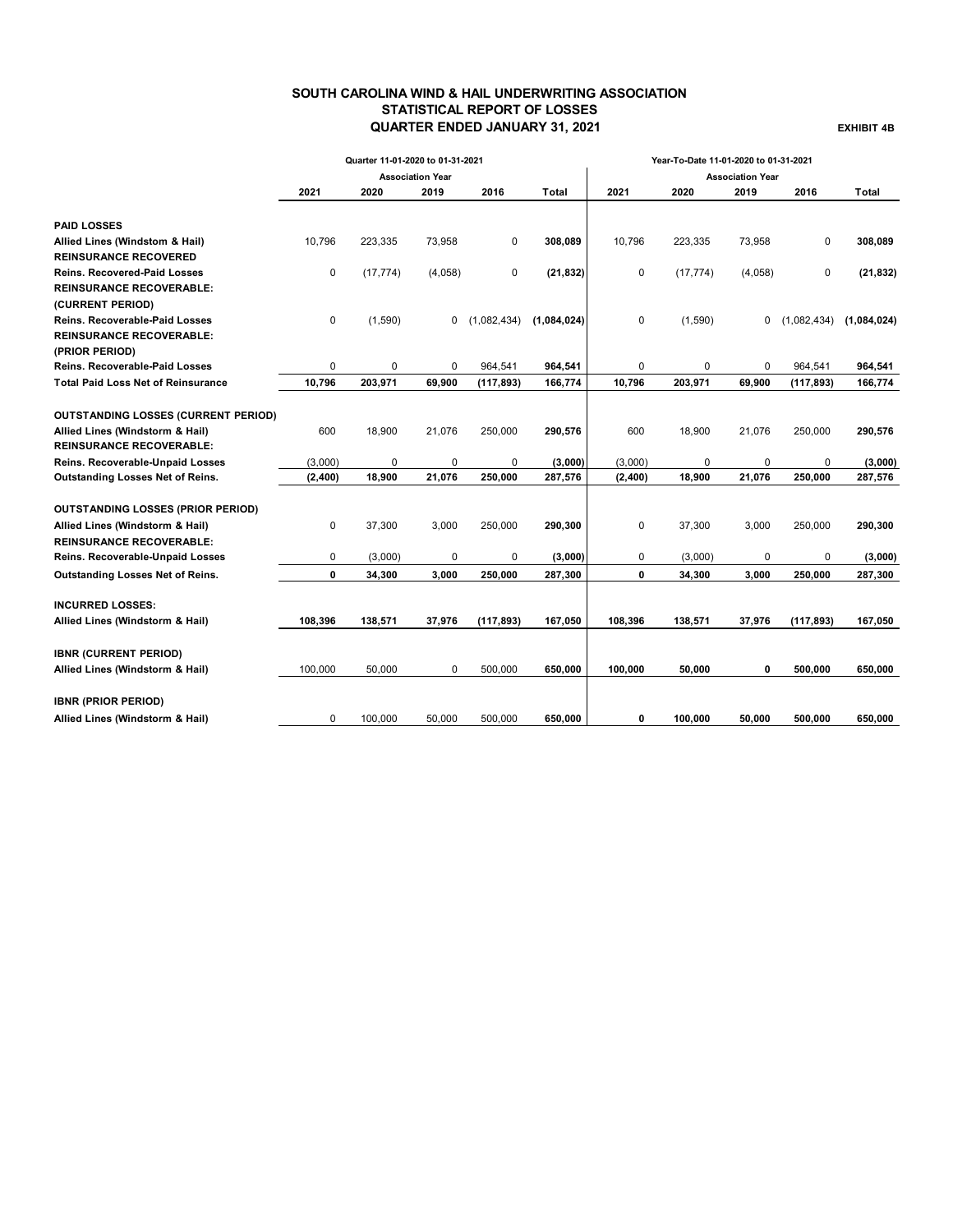# SOUTH CAROLINA WIND & HAIL UNDERWRITING ASSOCIATION
## STATISTICAL REPORT OF LOSSES
## QUARTER ENDED JANUARY 31, 2021

**EXHIBIT 4B**

| | Quarter 11-01-2020 to 01-31-2021 | | | | | Year-To-Date 11-01-2020 to 01-31-2021 | | | | |
|---|---|---|---|---|---|---|---|---|---|---|
| | Association Year | | | | | Association Year | | | | |
| | **2021** | **2020** | **2019** | **2016** | **Total** | **2021** | **2020** | **2019** | **2016** | **Total** |
| **PAID LOSSES** | | | | | | | | | | |
| **Allied Lines (Windstom & Hail)** | 10,796 | 223,335 | 73,958 | 0 | **308,089** | 10,796 | 223,335 | 73,958 | 0 | **308,089** |
| **REINSURANCE RECOVERED** | | | | | | | | | | |
| **Reins. Recovered-Paid Losses** | 0 | (17,774) | (4,058) | 0 | **(21,832)** | 0 | (17,774) | (4,058) | 0 | **(21,832)** |
| **REINSURANCE RECOVERABLE: (CURRENT PERIOD)** | | | | | | | | | | |
| **Reins. Recoverable-Paid Losses** | 0 | (1,590) | 0 | (1,082,434) | **(1,084,024)** | 0 | (1,590) | 0 | (1,082,434) | **(1,084,024)** |
| **REINSURANCE RECOVERABLE: (PRIOR PERIOD)** | | | | | | | | | | |
| **Reins. Recoverable-Paid Losses** | 0 | 0 | 0 | 964,541 | **964,541** | 0 | 0 | 0 | 964,541 | **964,541** |
| **Total Paid Loss Net of Reinsurance** | **10,796** | **203,971** | **69,900** | **(117,893)** | 166,774 | **10,796** | **203,971** | **69,900** | **(117,893)** | **166,774** |
| **OUTSTANDING LOSSES (CURRENT PERIOD)** | | | | | | | | | | |
| **Allied Lines (Windstorm & Hail)** | 600 | 18,900 | 21,076 | 250,000 | **290,576** | 600 | 18,900 | 21,076 | 250,000 | **290,576** |
| **REINSURANCE RECOVERABLE:** | | | | | | | | | | |
| **Reins. Recoverable-Unpaid Losses** | (3,000) | 0 | 0 | 0 | **(3,000)** | (3,000) | 0 | 0 | 0 | **(3,000)** |
| **Outstanding Losses Net of Reins.** | **(2,400)** | **18,900** | **21,076** | **250,000** | 287,576 | **(2,400)** | **18,900** | **21,076** | **250,000** | **287,576** |
| **OUTSTANDING LOSSES (PRIOR PERIOD)** | | | | | | | | | | |
| **Allied Lines (Windstorm & Hail)** | 0 | 37,300 | 3,000 | 250,000 | **290,300** | 0 | 37,300 | 3,000 | 250,000 | **290,300** |
| **REINSURANCE RECOVERABLE:** | | | | | | | | | | |
| **Reins. Recoverable-Unpaid Losses** | 0 | (3,000) | 0 | 0 | **(3,000)** | 0 | (3,000) | 0 | 0 | **(3,000)** |
| **Outstanding Losses Net of Reins.** | **0** | **34,300** | **3,000** | **250,000** | **287,300** | **0** | **34,300** | **3,000** | **250,000** | **287,300** |
| **INCURRED LOSSES:** | | | | | | | | | | |
| **Allied Lines (Windstorm & Hail)** | **108,396** | **138,571** | **37,976** | **(117,893)** | **167,050** | **108,396** | **138,571** | **37,976** | **(117,893)** | **167,050** |
| **IBNR (CURRENT PERIOD)** | | | | | | | | | | |
| **Allied Lines (Windstorm & Hail)** | 100,000 | 50,000 | 0 | 500,000 | **650,000** | **100,000** | **50,000** | **0** | **500,000** | **650,000** |
| **IBNR (PRIOR PERIOD)** | | | | | | | | | | |
| **Allied Lines (Windstorm & Hail)** | 0 | 100,000 | 50,000 | 500,000 | **650,000** | **0** | **100,000** | **50,000** | **500,000** | **650,000** |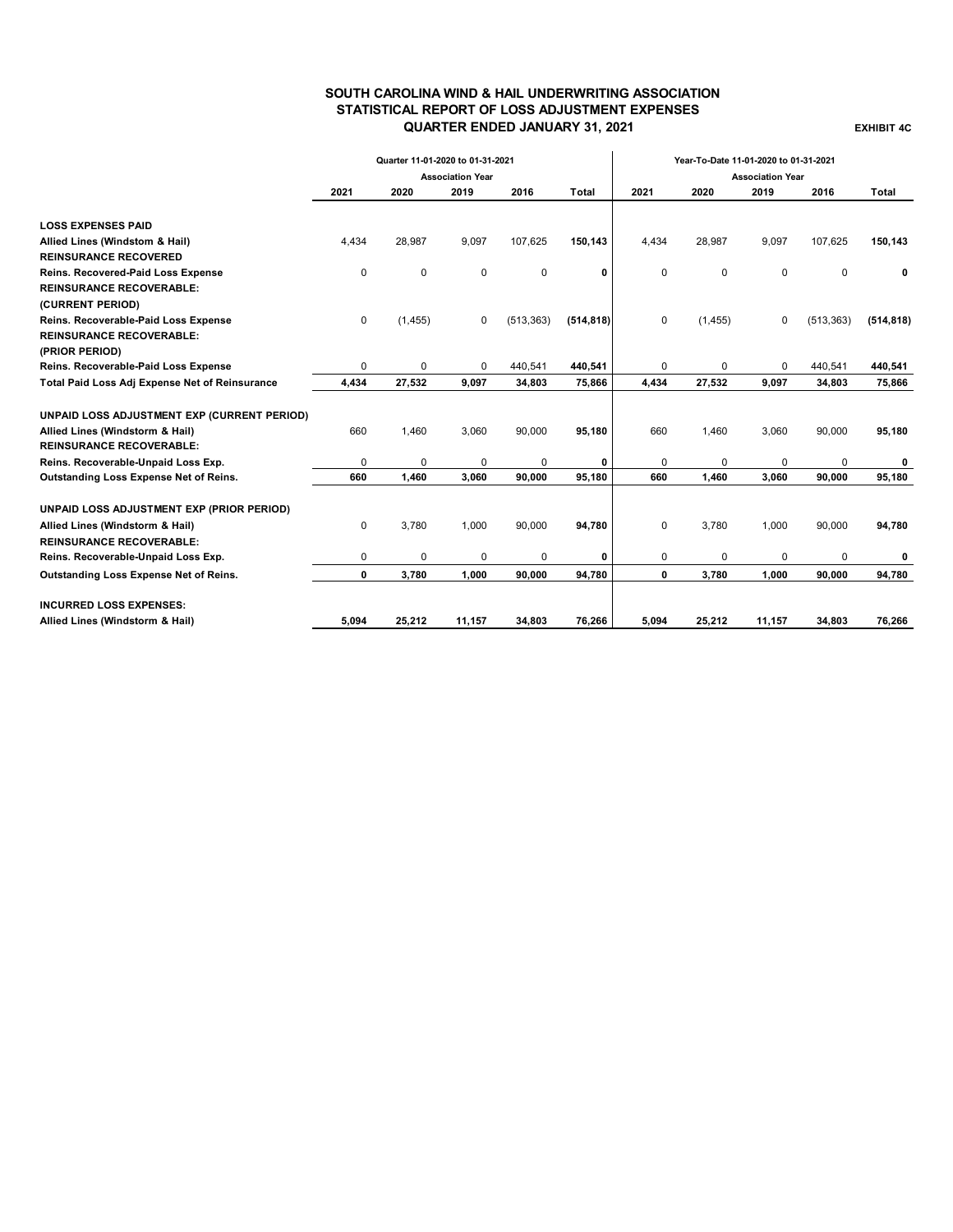# SOUTH CAROLINA WIND & HAIL UNDERWRITING ASSOCIATION
## STATISTICAL REPORT OF LOSS ADJUSTMENT EXPENSES
### QUARTER ENDED JANUARY 31, 2021

**EXHIBIT 4C**

| | Quarter 11-01-2020 to 01-31-2021 | | | | | Year-To-Date 11-01-2020 to 01-31-2021 | | | | |
|---|---|---|---|---|---|---|---|---|---|---|
| | Association Year | | | | | Association Year | | | | |
| | 2021 | 2020 | 2019 | 2016 | Total | 2021 | 2020 | 2019 | 2016 | Total |
| **LOSS EXPENSES PAID** | | | | | | | | | | |
| **Allied Lines (Windstom & Hail)** | 4,434 | 28,987 | 9,097 | 107,625 | **150,143** | 4,434 | 28,987 | 9,097 | 107,625 | **150,143** |
| **REINSURANCE RECOVERED** | | | | | | | | | | |
| **Reins. Recovered-Paid Loss Expense** | 0 | 0 | 0 | 0 | **0** | 0 | 0 | 0 | 0 | **0** |
| **REINSURANCE RECOVERABLE:** | | | | | | | | | | |
| **(CURRENT PERIOD)** | | | | | | | | | | |
| **Reins. Recoverable-Paid Loss Expense** | 0 | (1,455) | 0 | (513,363) | **(514,818)** | 0 | (1,455) | 0 | (513,363) | **(514,818)** |
| **REINSURANCE RECOVERABLE:** | | | | | | | | | | |
| **(PRIOR PERIOD)** | | | | | | | | | | |
| **Reins. Recoverable-Paid Loss Expense** | 0 | 0 | 0 | 440,541 | **440,541** | 0 | 0 | 0 | 440,541 | **440,541** |
| **Total Paid Loss Adj Expense Net of Reinsurance** | **4,434** | **27,532** | **9,097** | **34,803** | **75,866** | **4,434** | **27,532** | **9,097** | **34,803** | **75,866** |
| **UNPAID LOSS ADJUSTMENT EXP (CURRENT PERIOD)** | | | | | | | | | | |
| **Allied Lines (Windstorm & Hail)** | 660 | 1,460 | 3,060 | 90,000 | **95,180** | 660 | 1,460 | 3,060 | 90,000 | **95,180** |
| **REINSURANCE RECOVERABLE:** | | | | | | | | | | |
| **Reins. Recoverable-Unpaid Loss Exp.** | 0 | 0 | 0 | 0 | **0** | 0 | 0 | 0 | 0 | **0** |
| **Outstanding Loss Expense Net of Reins.** | **660** | **1,460** | **3,060** | **90,000** | **95,180** | **660** | **1,460** | **3,060** | **90,000** | **95,180** |
| **UNPAID LOSS ADJUSTMENT EXP (PRIOR PERIOD)** | | | | | | | | | | |
| **Allied Lines (Windstorm & Hail)** | 0 | 3,780 | 1,000 | 90,000 | **94,780** | 0 | 3,780 | 1,000 | 90,000 | **94,780** |
| **REINSURANCE RECOVERABLE:** | | | | | | | | | | |
| **Reins. Recoverable-Unpaid Loss Exp.** | 0 | 0 | 0 | 0 | **0** | 0 | 0 | 0 | 0 | **0** |
| **Outstanding Loss Expense Net of Reins.** | **0** | **3,780** | **1,000** | **90,000** | **94,780** | **0** | **3,780** | **1,000** | **90,000** | **94,780** |
| **INCURRED LOSS EXPENSES:** | | | | | | | | | | |
| **Allied Lines (Windstorm & Hail)** | **5,094** | **25,212** | **11,157** | **34,803** | **76,266** | **5,094** | **25,212** | **11,157** | **34,803** | **76,266** |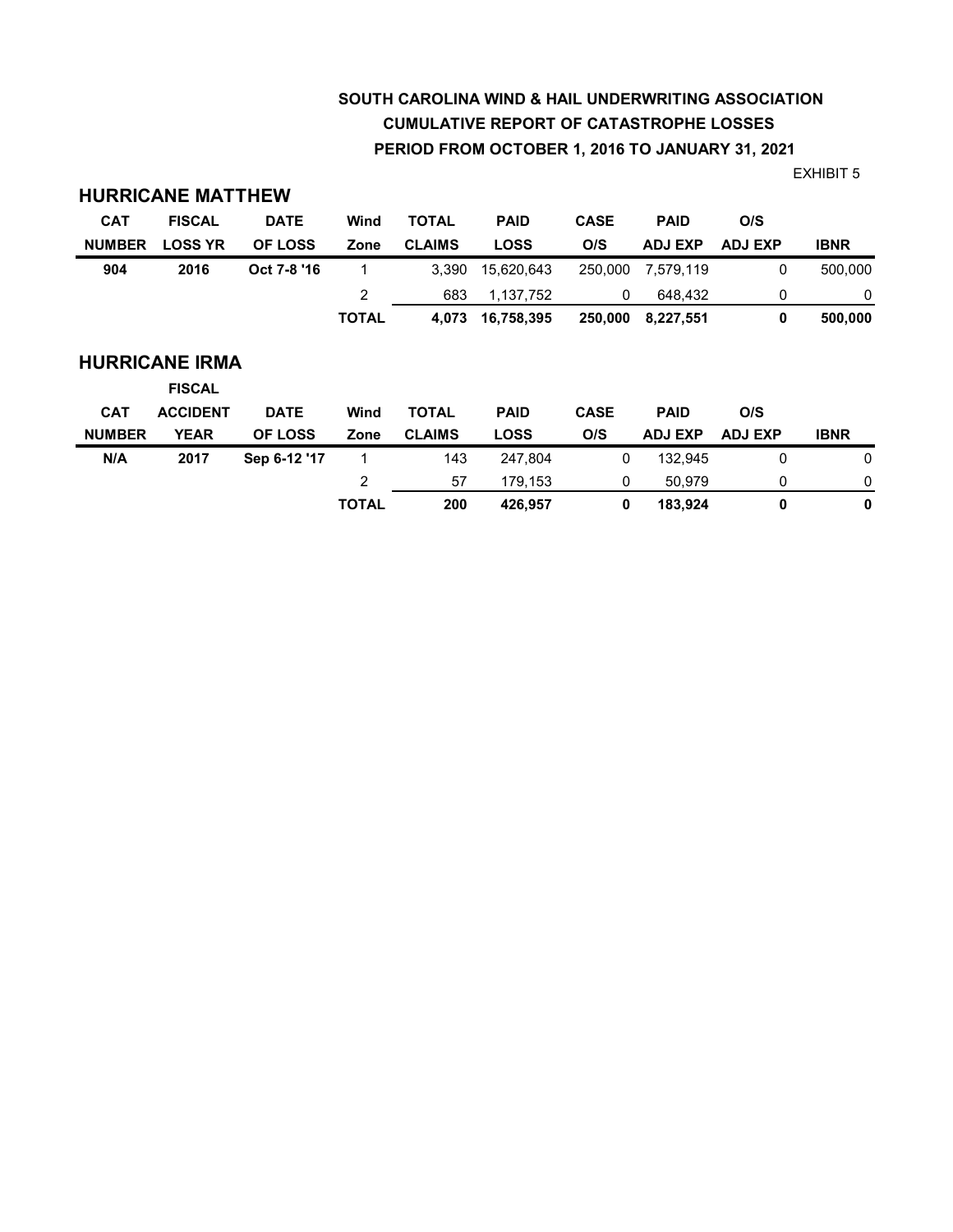# SOUTH CAROLINA WIND & HAIL UNDERWRITING ASSOCIATION

## CUMULATIVE REPORT OF CATASTROPHE LOSSES

## PERIOD FROM OCTOBER 1, 2016 TO JANUARY 31, 2021

EXHIBIT 5

### HURRICANE MATTHEW

| CAT NUMBER | FISCAL LOSS YR | DATE OF LOSS | Wind Zone | TOTAL CLAIMS | PAID LOSS | CASE O/S | PAID ADJ EXP | O/S ADJ EXP | IBNR |
|---|---|---|---|---|---|---|---|---|---|
| **904** | **2016** | **Oct 7-8 '16** | 1 | 3,390 | 15,620,643 | 250,000 | 7,579,119 | 0 | 500,000 |
| | | | 2 | 683 | 1,137,752 | 0 | 648,432 | 0 | 0 |
| | | | **TOTAL** | **4,073** | **16,758,395** | **250,000** | **8,227,551** | **0** | **500,000** |

### HURRICANE IRMA

| CAT NUMBER | FISCAL ACCIDENT YEAR | DATE OF LOSS | Wind Zone | TOTAL CLAIMS | PAID LOSS | CASE O/S | PAID ADJ EXP | O/S ADJ EXP | IBNR |
|---|---|---|---|---|---|---|---|---|---|
| **N/A** | **2017** | **Sep 6-12 '17** | 1 | 143 | 247,804 | 0 | 132,945 | 0 | 0 |
| | | | 2 | 57 | 179,153 | 0 | 50,979 | 0 | 0 |
| | | | **TOTAL** | **200** | **426,957** | **0** | **183,924** | **0** | **0** |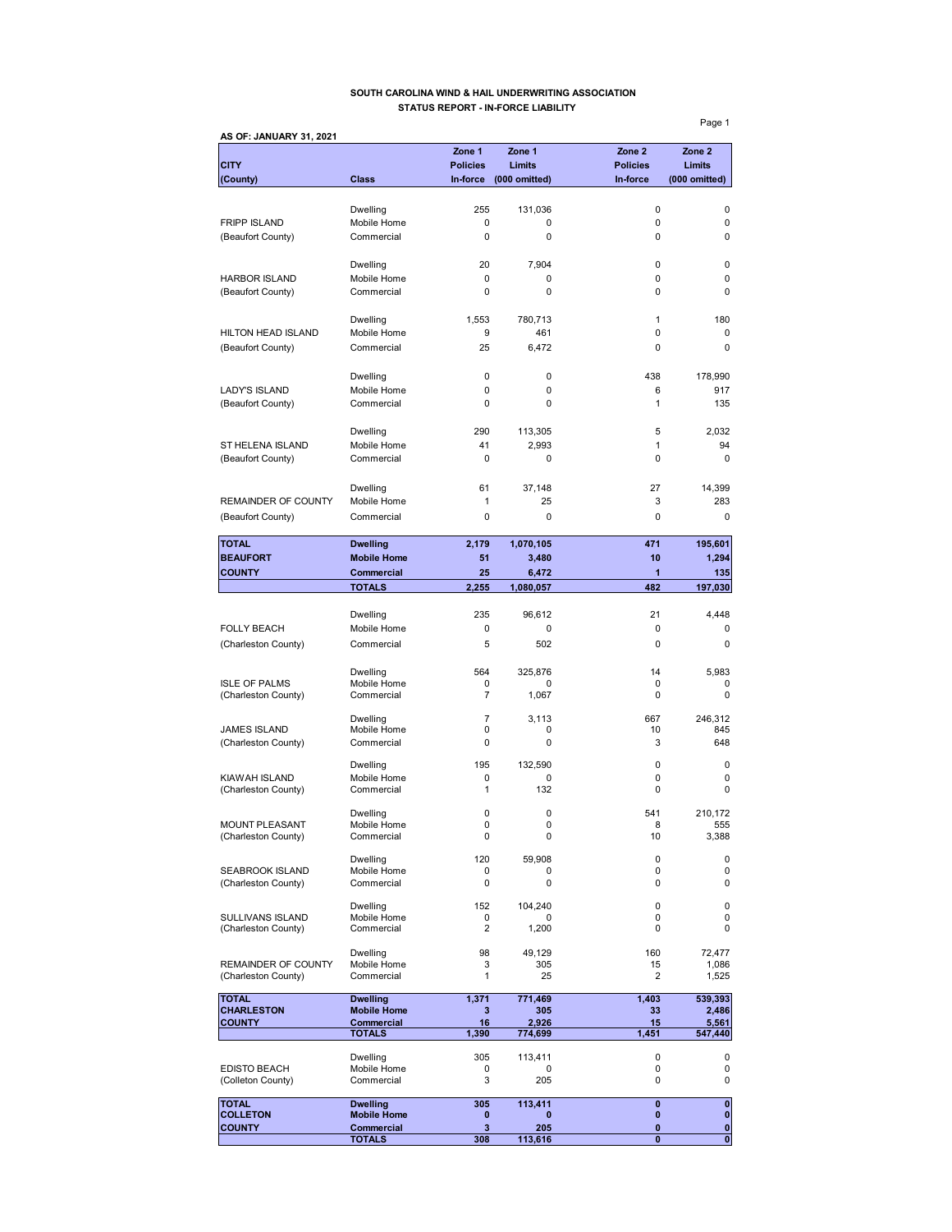# SOUTH CAROLINA WIND & HAIL UNDERWRITING ASSOCIATION
## STATUS REPORT - IN-FORCE LIABILITY

**AS OF: JANUARY 31, 2021**

| CITY (County) | Class | Zone 1 Policies In-force | Zone 1 Limits (000 omitted) | Zone 2 Policies In-force | Zone 2 Limits (000 omitted) |
|---|---|---|---|---|---|
| | Dwelling | 255 | 131,036 | 0 | 0 |
| FRIPP ISLAND | Mobile Home | 0 | 0 | 0 | 0 |
| (Beaufort County) | Commercial | 0 | 0 | 0 | 0 |
| | Dwelling | 20 | 7,904 | 0 | 0 |
| HARBOR ISLAND | Mobile Home | 0 | 0 | 0 | 0 |
| (Beaufort County) | Commercial | 0 | 0 | 0 | 0 |
| | Dwelling | 1,553 | 780,713 | 1 | 180 |
| HILTON HEAD ISLAND | Mobile Home | 9 | 461 | 0 | 0 |
| (Beaufort County) | Commercial | 25 | 6,472 | 0 | 0 |
| | Dwelling | 0 | 0 | 438 | 178,990 |
| LADY'S ISLAND | Mobile Home | 0 | 0 | 6 | 917 |
| (Beaufort County) | Commercial | 0 | 0 | 1 | 135 |
| | Dwelling | 290 | 113,305 | 5 | 2,032 |
| ST HELENA ISLAND | Mobile Home | 41 | 2,993 | 1 | 94 |
| (Beaufort County) | Commercial | 0 | 0 | 0 | 0 |
| | Dwelling | 61 | 37,148 | 27 | 14,399 |
| REMAINDER OF COUNTY | Mobile Home | 1 | 25 | 3 | 283 |
| (Beaufort County) | Commercial | 0 | 0 | 0 | 0 |
| **TOTAL** | **Dwelling** | **2,179** | **1,070,105** | **471** | **195,601** |
| **BEAUFORT** | **Mobile Home** | **51** | **3,480** | **10** | **1,294** |
| **COUNTY** | **Commercial** | **25** | **6,472** | **1** | **135** |
| | **TOTALS** | **2,255** | **1,080,057** | **482** | **197,030** |
| | Dwelling | 235 | 96,612 | 21 | 4,448 |
| FOLLY BEACH | Mobile Home | 0 | 0 | 0 | 0 |
| (Charleston County) | Commercial | 5 | 502 | 0 | 0 |
| | Dwelling | 564 | 325,876 | 14 | 5,983 |
| ISLE OF PALMS | Mobile Home | 0 | 0 | 0 | 0 |
| (Charleston County) | Commercial | 7 | 1,067 | 0 | 0 |
| | Dwelling | 7 | 3,113 | 667 | 246,312 |
| JAMES ISLAND | Mobile Home | 0 | 0 | 10 | 845 |
| (Charleston County) | Commercial | 0 | 0 | 3 | 648 |
| | Dwelling | 195 | 132,590 | 0 | 0 |
| KIAWAH ISLAND | Mobile Home | 0 | 0 | 0 | 0 |
| (Charleston County) | Commercial | 1 | 132 | 0 | 0 |
| | Dwelling | 0 | 0 | 541 | 210,172 |
| MOUNT PLEASANT | Mobile Home | 0 | 0 | 8 | 555 |
| (Charleston County) | Commercial | 0 | 0 | 10 | 3,388 |
| | Dwelling | 120 | 59,908 | 0 | 0 |
| SEABROOK ISLAND | Mobile Home | 0 | 0 | 0 | 0 |
| (Charleston County) | Commercial | 0 | 0 | 0 | 0 |
| | Dwelling | 152 | 104,240 | 0 | 0 |
| SULLIVANS ISLAND | Mobile Home | 0 | 0 | 0 | 0 |
| (Charleston County) | Commercial | 2 | 1,200 | 0 | 0 |
| | Dwelling | 98 | 49,129 | 160 | 72,477 |
| REMAINDER OF COUNTY | Mobile Home | 3 | 305 | 15 | 1,086 |
| (Charleston County) | Commercial | 1 | 25 | 2 | 1,525 |
| **TOTAL** | **Dwelling** | **1,371** | **771,469** | **1,403** | **539,393** |
| **CHARLESTON** | **Mobile Home** | **3** | **305** | **33** | **2,486** |
| **COUNTY** | **Commercial** | **16** | **2,926** | **15** | **5,561** |
| | **TOTALS** | **1,390** | **774,699** | **1,451** | **547,440** |
| | Dwelling | 305 | 113,411 | 0 | 0 |
| EDISTO BEACH | Mobile Home | 0 | 0 | 0 | 0 |
| (Colleton County) | Commercial | 3 | 205 | 0 | 0 |
| **TOTAL** | **Dwelling** | **305** | **113,411** | **0** | **0** |
| **COLLETON** | **Mobile Home** | **0** | **0** | **0** | **0** |
| **COUNTY** | **Commercial** | **3** | **205** | **0** | **0** |
| | **TOTALS** | **308** | **113,616** | **0** | **0** |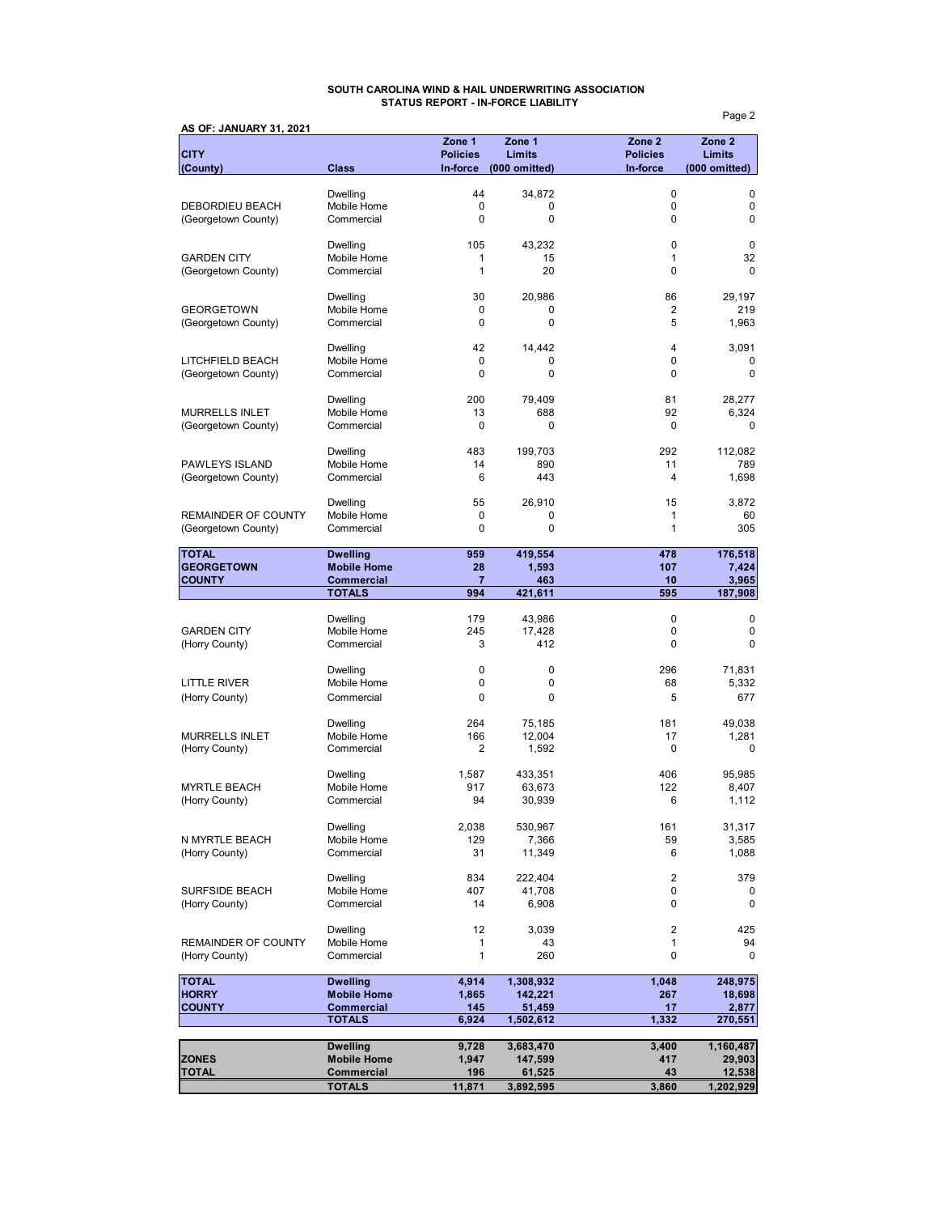**SOUTH CAROLINA WIND & HAIL UNDERWRITING ASSOCIATION**
**STATUS REPORT - IN-FORCE LIABILITY**

**AS OF: JANUARY 31, 2021**

| CITY (County) | Class | Zone 1 Policies In-force | Zone 1 Limits (000 omitted) | Zone 2 Policies In-force | Zone 2 Limits (000 omitted) |
|---|---|---|---|---|---|
| | Dwelling | 44 | 34,872 | 0 | 0 |
| DEBORDIEU BEACH | Mobile Home | 0 | 0 | 0 | 0 |
| (Georgetown County) | Commercial | 0 | 0 | 0 | 0 |
| | Dwelling | 105 | 43,232 | 0 | 0 |
| GARDEN CITY | Mobile Home | 1 | 15 | 1 | 32 |
| (Georgetown County) | Commercial | 1 | 20 | 0 | 0 |
| | Dwelling | 30 | 20,986 | 86 | 29,197 |
| GEORGETOWN | Mobile Home | 0 | 0 | 2 | 219 |
| (Georgetown County) | Commercial | 0 | 0 | 5 | 1,963 |
| | Dwelling | 42 | 14,442 | 4 | 3,091 |
| LITCHFIELD BEACH | Mobile Home | 0 | 0 | 0 | 0 |
| (Georgetown County) | Commercial | 0 | 0 | 0 | 0 |
| | Dwelling | 200 | 79,409 | 81 | 28,277 |
| MURRELLS INLET | Mobile Home | 13 | 688 | 92 | 6,324 |
| (Georgetown County) | Commercial | 0 | 0 | 0 | 0 |
| | Dwelling | 483 | 199,703 | 292 | 112,082 |
| PAWLEYS ISLAND | Mobile Home | 14 | 890 | 11 | 789 |
| (Georgetown County) | Commercial | 6 | 443 | 4 | 1,698 |
| | Dwelling | 55 | 26,910 | 15 | 3,872 |
| REMAINDER OF COUNTY | Mobile Home | 0 | 0 | 1 | 60 |
| (Georgetown County) | Commercial | 0 | 0 | 1 | 305 |
| **TOTAL** | **Dwelling** | **959** | **419,554** | **478** | **176,518** |
| **GEORGETOWN** | **Mobile Home** | **28** | **1,593** | **107** | **7,424** |
| **COUNTY** | **Commercial** | **7** | **463** | **10** | **3,965** |
| | **TOTALS** | **994** | **421,611** | **595** | **187,908** |
| | Dwelling | 179 | 43,986 | 0 | 0 |
| GARDEN CITY | Mobile Home | 245 | 17,428 | 0 | 0 |
| (Horry County) | Commercial | 3 | 412 | 0 | 0 |
| | Dwelling | 0 | 0 | 296 | 71,831 |
| LITTLE RIVER | Mobile Home | 0 | 0 | 68 | 5,332 |
| (Horry County) | Commercial | 0 | 0 | 5 | 677 |
| | Dwelling | 264 | 75,185 | 181 | 49,038 |
| MURRELLS INLET | Mobile Home | 166 | 12,004 | 17 | 1,281 |
| (Horry County) | Commercial | 2 | 1,592 | 0 | 0 |
| | Dwelling | 1,587 | 433,351 | 406 | 95,985 |
| MYRTLE BEACH | Mobile Home | 917 | 63,673 | 122 | 8,407 |
| (Horry County) | Commercial | 94 | 30,939 | 6 | 1,112 |
| | Dwelling | 2,038 | 530,967 | 161 | 31,317 |
| N MYRTLE BEACH | Mobile Home | 129 | 7,366 | 59 | 3,585 |
| (Horry County) | Commercial | 31 | 11,349 | 6 | 1,088 |
| | Dwelling | 834 | 222,404 | 2 | 379 |
| SURFSIDE BEACH | Mobile Home | 407 | 41,708 | 0 | 0 |
| (Horry County) | Commercial | 14 | 6,908 | 0 | 0 |
| | Dwelling | 12 | 3,039 | 2 | 425 |
| REMAINDER OF COUNTY | Mobile Home | 1 | 43 | 1 | 94 |
| (Horry County) | Commercial | 1 | 260 | 0 | 0 |
| **TOTAL** | **Dwelling** | **4,914** | **1,308,932** | **1,048** | **248,975** |
| **HORRY** | **Mobile Home** | **1,865** | **142,221** | **267** | **18,698** |
| **COUNTY** | **Commercial** | **145** | **51,459** | **17** | **2,877** |
| | **TOTALS** | **6,924** | **1,502,612** | **1,332** | **270,551** |
| | **Dwelling** | **9,728** | **3,683,470** | **3,400** | **1,160,487** |
| **ZONES** | **Mobile Home** | **1,947** | **147,599** | **417** | **29,903** |
| **TOTAL** | **Commercial** | **196** | **61,525** | **43** | **12,538** |
| | **TOTALS** | **11,871** | **3,892,595** | **3,860** | **1,202,929** |